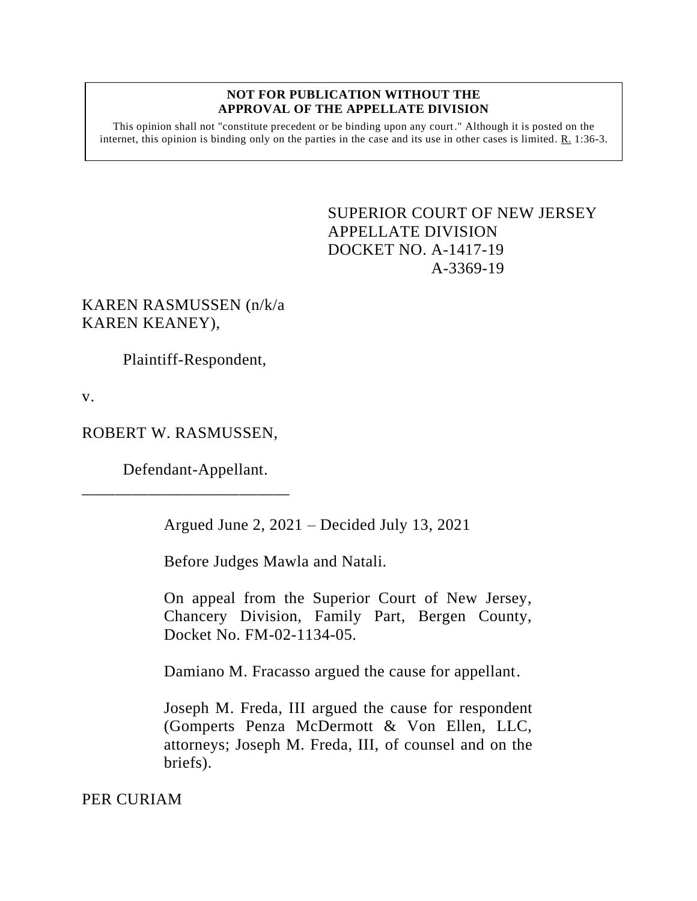**NOT FOR PUBLICATION WITHOUT THE APPROVAL OF THE APPELLATE DIVISION**

This opinion shall not "constitute precedent or be binding upon any court." Although it is posted on the internet, this opinion is binding only on the parties in the case and its use in other cases is limited. R. 1:36-3.

SUPERIOR COURT OF NEW JERSEY
APPELLATE DIVISION
DOCKET NO. A-1417-19
A-3369-19

KAREN RASMUSSEN (n/k/a KAREN KEANEY),

Plaintiff-Respondent,

v.

ROBERT W. RASMUSSEN,

Defendant-Appellant.

\_\_\_\_\_\_\_\_\_\_\_\_\_\_\_\_\_\_\_\_\_\_\_\_\_\_

Argued June 2, 2021 – Decided July 13, 2021

Before Judges Mawla and Natali.

On appeal from the Superior Court of New Jersey, Chancery Division, Family Part, Bergen County, Docket No. FM-02-1134-05.

Damiano M. Fracasso argued the cause for appellant.

Joseph M. Freda, III argued the cause for respondent (Gomperts Penza McDermott & Von Ellen, LLC, attorneys; Joseph M. Freda, III, of counsel and on the briefs).

PER CURIAM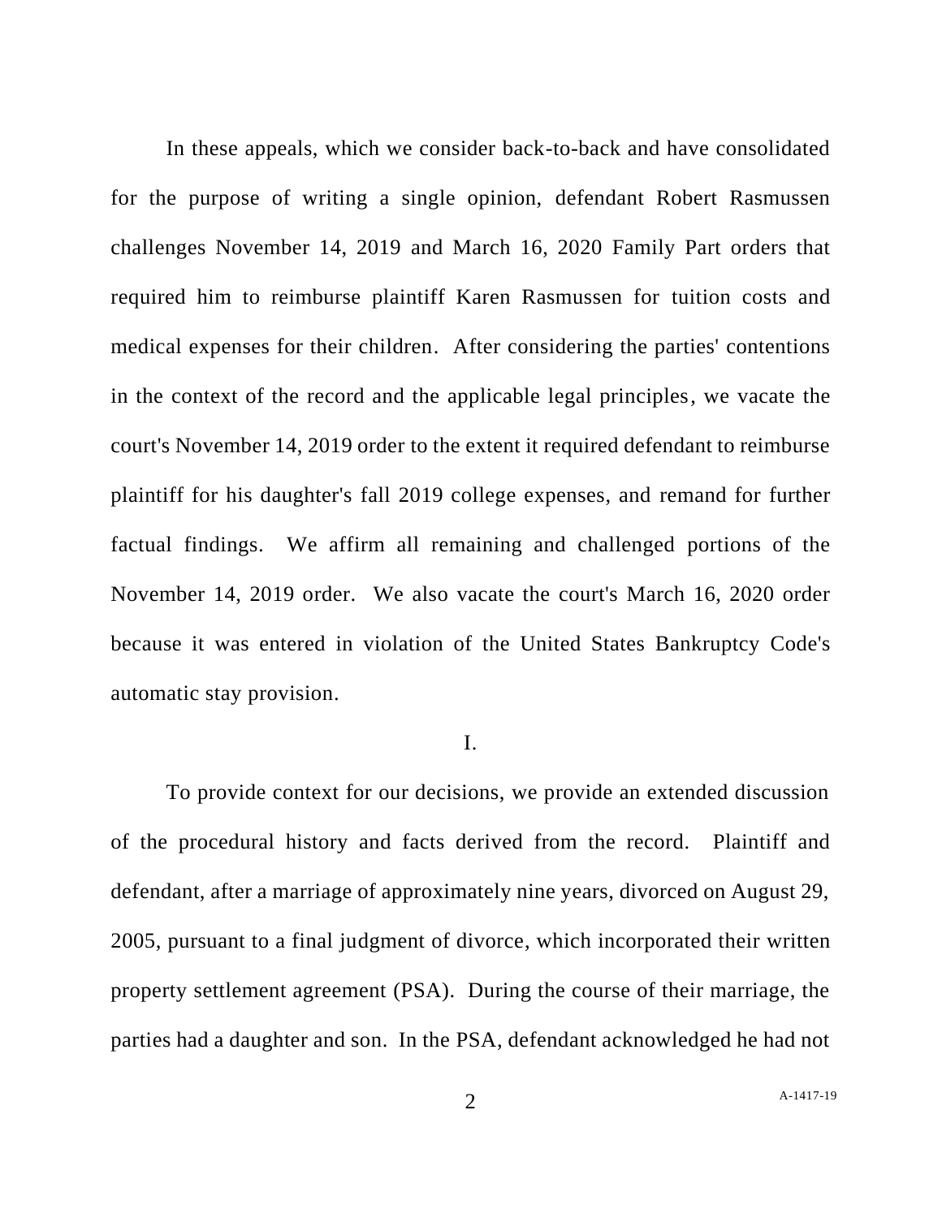In these appeals, which we consider back-to-back and have consolidated for the purpose of writing a single opinion, defendant Robert Rasmussen challenges November 14, 2019 and March 16, 2020 Family Part orders that required him to reimburse plaintiff Karen Rasmussen for tuition costs and medical expenses for their children. After considering the parties' contentions in the context of the record and the applicable legal principles, we vacate the court's November 14, 2019 order to the extent it required defendant to reimburse plaintiff for his daughter's fall 2019 college expenses, and remand for further factual findings. We affirm all remaining and challenged portions of the November 14, 2019 order. We also vacate the court's March 16, 2020 order because it was entered in violation of the United States Bankruptcy Code's automatic stay provision.

## I.

To provide context for our decisions, we provide an extended discussion of the procedural history and facts derived from the record. Plaintiff and defendant, after a marriage of approximately nine years, divorced on August 29, 2005, pursuant to a final judgment of divorce, which incorporated their written property settlement agreement (PSA). During the course of their marriage, the parties had a daughter and son. In the PSA, defendant acknowledged he had not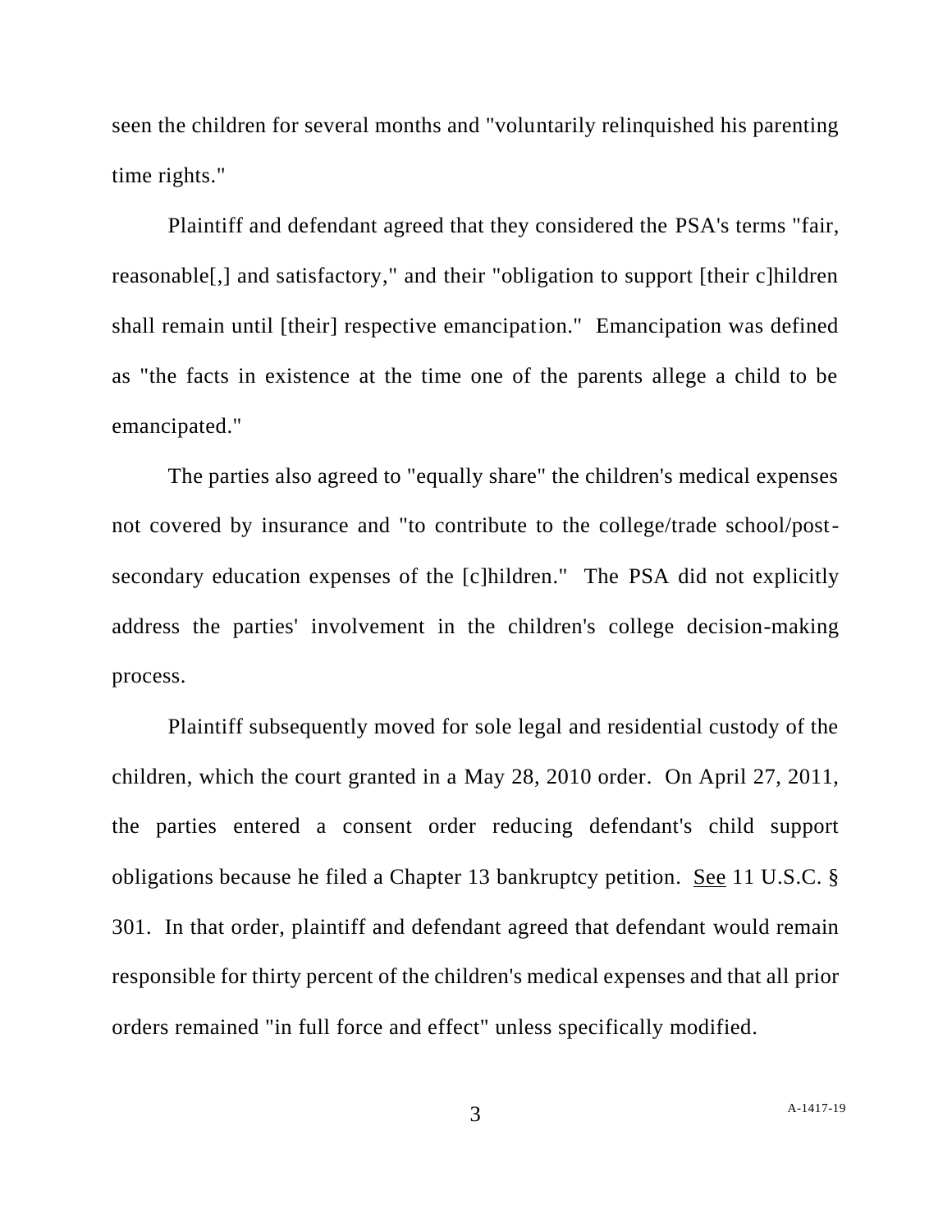seen the children for several months and "voluntarily relinquished his parenting time rights."

Plaintiff and defendant agreed that they considered the PSA's terms "fair, reasonable[,] and satisfactory," and their "obligation to support [their c]hildren shall remain until [their] respective emancipation." Emancipation was defined as "the facts in existence at the time one of the parents allege a child to be emancipated."

The parties also agreed to "equally share" the children's medical expenses not covered by insurance and "to contribute to the college/trade school/post-secondary education expenses of the [c]hildren." The PSA did not explicitly address the parties' involvement in the children's college decision-making process.

Plaintiff subsequently moved for sole legal and residential custody of the children, which the court granted in a May 28, 2010 order. On April 27, 2011, the parties entered a consent order reducing defendant's child support obligations because he filed a Chapter 13 bankruptcy petition. See 11 U.S.C. § 301. In that order, plaintiff and defendant agreed that defendant would remain responsible for thirty percent of the children's medical expenses and that all prior orders remained "in full force and effect" unless specifically modified.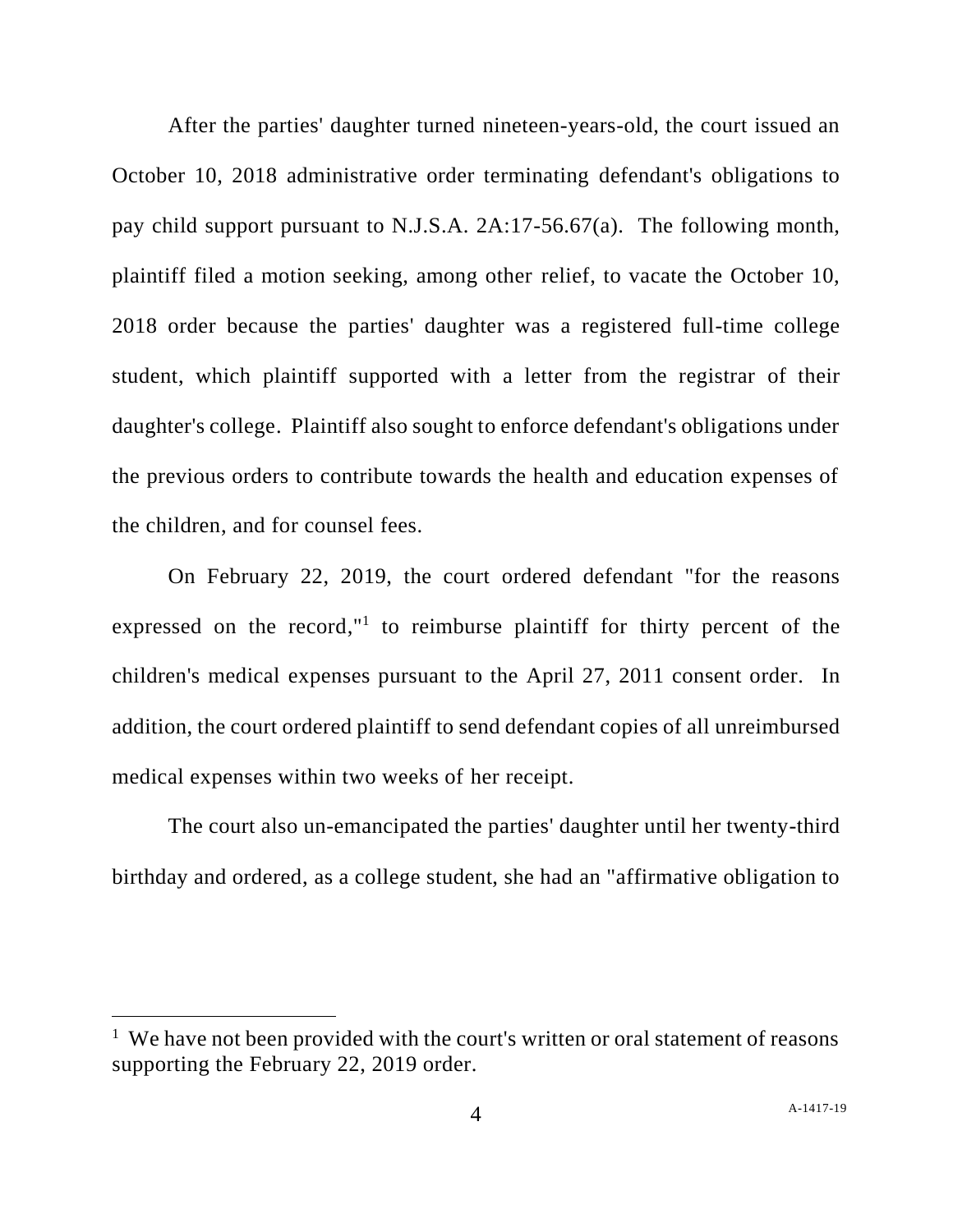After the parties' daughter turned nineteen-years-old, the court issued an October 10, 2018 administrative order terminating defendant's obligations to pay child support pursuant to N.J.S.A. 2A:17-56.67(a). The following month, plaintiff filed a motion seeking, among other relief, to vacate the October 10, 2018 order because the parties' daughter was a registered full-time college student, which plaintiff supported with a letter from the registrar of their daughter's college. Plaintiff also sought to enforce defendant's obligations under the previous orders to contribute towards the health and education expenses of the children, and for counsel fees.

On February 22, 2019, the court ordered defendant "for the reasons expressed on the record,"[1] to reimburse plaintiff for thirty percent of the children's medical expenses pursuant to the April 27, 2011 consent order. In addition, the court ordered plaintiff to send defendant copies of all unreimbursed medical expenses within two weeks of her receipt.

The court also un-emancipated the parties' daughter until her twenty-third birthday and ordered, as a college student, she had an "affirmative obligation to

[1] We have not been provided with the court's written or oral statement of reasons supporting the February 22, 2019 order.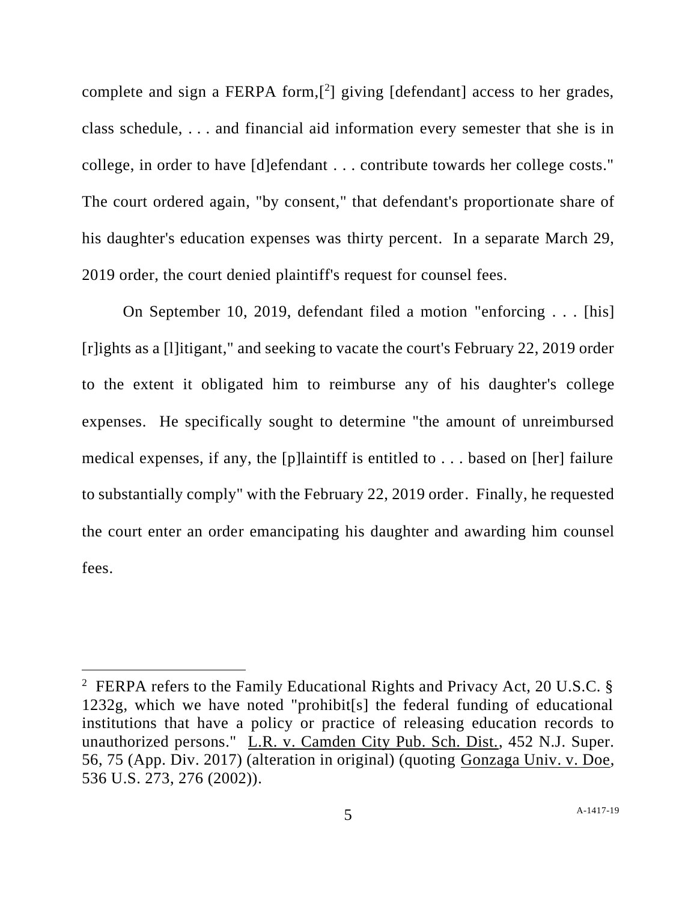complete and sign a FERPA form,[2] giving [defendant] access to her grades, class schedule, . . . and financial aid information every semester that she is in college, in order to have [d]efendant . . . contribute towards her college costs." The court ordered again, "by consent," that defendant's proportionate share of his daughter's education expenses was thirty percent. In a separate March 29, 2019 order, the court denied plaintiff's request for counsel fees.

On September 10, 2019, defendant filed a motion "enforcing . . . [his] [r]ights as a [l]itigant," and seeking to vacate the court's February 22, 2019 order to the extent it obligated him to reimburse any of his daughter's college expenses. He specifically sought to determine "the amount of unreimbursed medical expenses, if any, the [p]laintiff is entitled to . . . based on [her] failure to substantially comply" with the February 22, 2019 order. Finally, he requested the court enter an order emancipating his daughter and awarding him counsel fees.

---

[2] FERPA refers to the Family Educational Rights and Privacy Act, 20 U.S.C. § 1232g, which we have noted "prohibit[s] the federal funding of educational institutions that have a policy or practice of releasing education records to unauthorized persons." L.R. v. Camden City Pub. Sch. Dist., 452 N.J. Super. 56, 75 (App. Div. 2017) (alteration in original) (quoting Gonzaga Univ. v. Doe, 536 U.S. 273, 276 (2002)).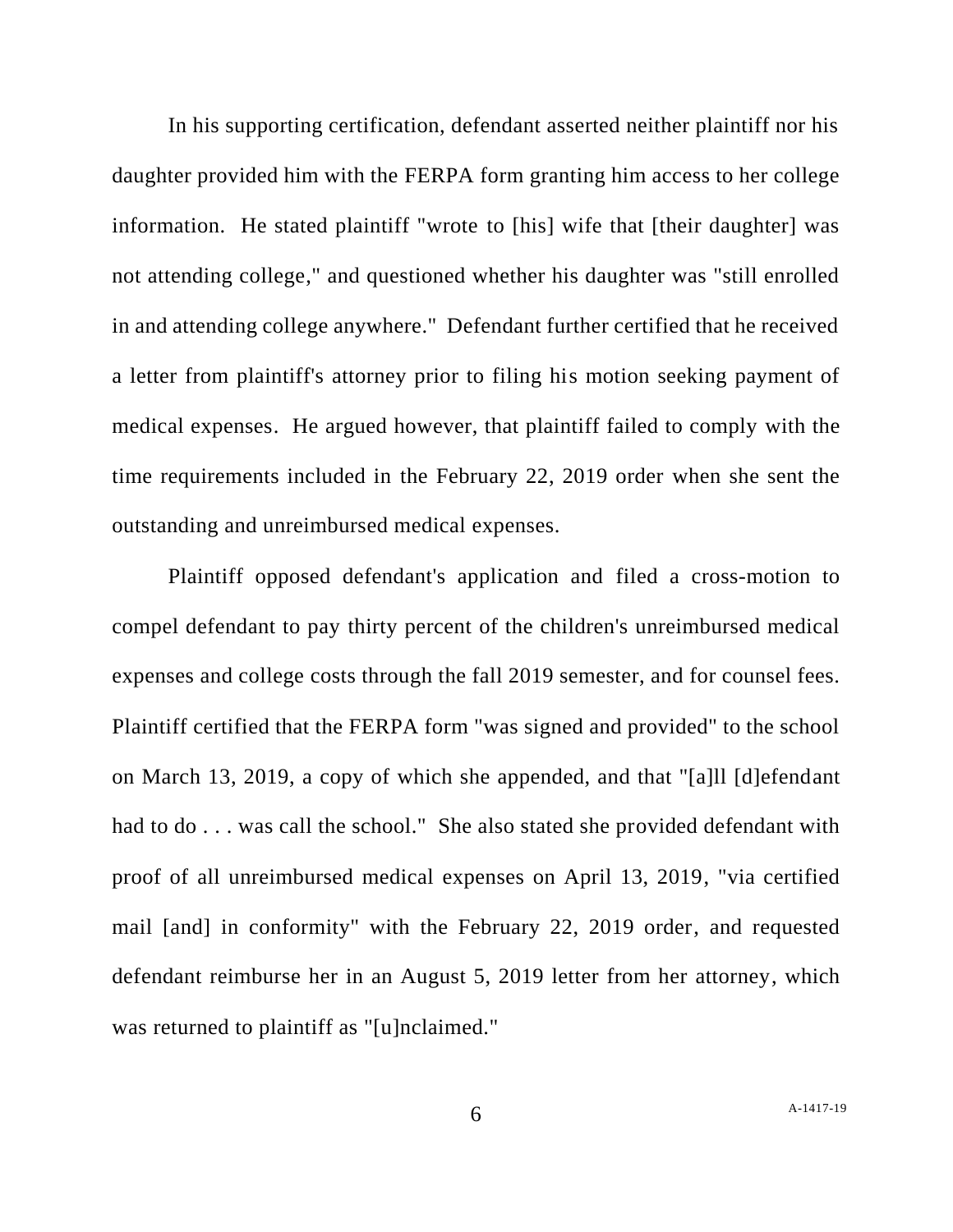In his supporting certification, defendant asserted neither plaintiff nor his daughter provided him with the FERPA form granting him access to her college information. He stated plaintiff "wrote to [his] wife that [their daughter] was not attending college," and questioned whether his daughter was "still enrolled in and attending college anywhere." Defendant further certified that he received a letter from plaintiff's attorney prior to filing his motion seeking payment of medical expenses. He argued however, that plaintiff failed to comply with the time requirements included in the February 22, 2019 order when she sent the outstanding and unreimbursed medical expenses.

Plaintiff opposed defendant's application and filed a cross-motion to compel defendant to pay thirty percent of the children's unreimbursed medical expenses and college costs through the fall 2019 semester, and for counsel fees. Plaintiff certified that the FERPA form "was signed and provided" to the school on March 13, 2019, a copy of which she appended, and that "[a]ll [d]efendant had to do . . . was call the school." She also stated she provided defendant with proof of all unreimbursed medical expenses on April 13, 2019, "via certified mail [and] in conformity" with the February 22, 2019 order, and requested defendant reimburse her in an August 5, 2019 letter from her attorney, which was returned to plaintiff as "[u]nclaimed."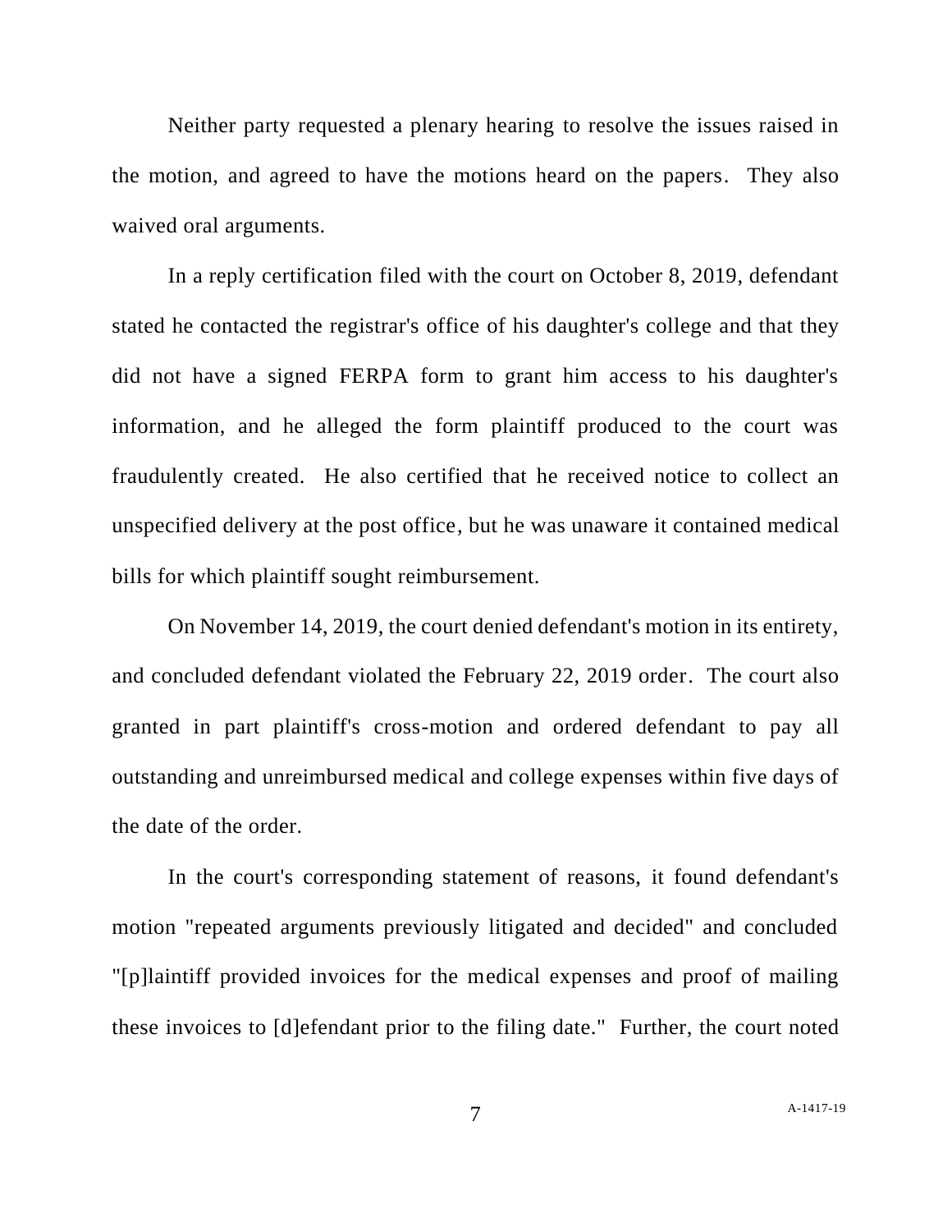Neither party requested a plenary hearing to resolve the issues raised in the motion, and agreed to have the motions heard on the papers. They also waived oral arguments.

In a reply certification filed with the court on October 8, 2019, defendant stated he contacted the registrar's office of his daughter's college and that they did not have a signed FERPA form to grant him access to his daughter's information, and he alleged the form plaintiff produced to the court was fraudulently created. He also certified that he received notice to collect an unspecified delivery at the post office, but he was unaware it contained medical bills for which plaintiff sought reimbursement.

On November 14, 2019, the court denied defendant's motion in its entirety, and concluded defendant violated the February 22, 2019 order. The court also granted in part plaintiff's cross-motion and ordered defendant to pay all outstanding and unreimbursed medical and college expenses within five days of the date of the order.

In the court's corresponding statement of reasons, it found defendant's motion "repeated arguments previously litigated and decided" and concluded "[p]laintiff provided invoices for the medical expenses and proof of mailing these invoices to [d]efendant prior to the filing date." Further, the court noted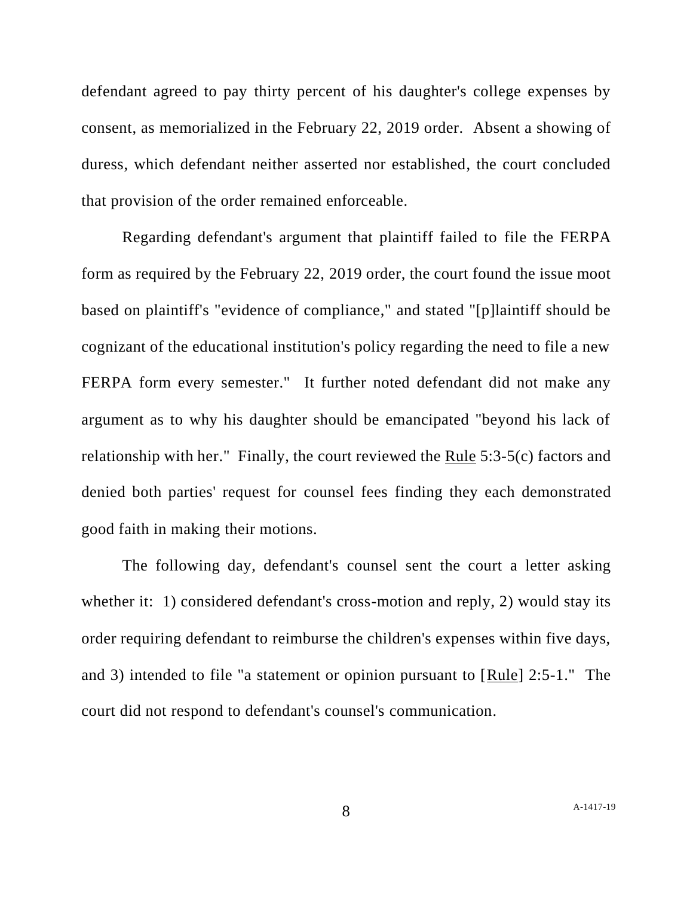defendant agreed to pay thirty percent of his daughter's college expenses by consent, as memorialized in the February 22, 2019 order. Absent a showing of duress, which defendant neither asserted nor established, the court concluded that provision of the order remained enforceable.

Regarding defendant's argument that plaintiff failed to file the FERPA form as required by the February 22, 2019 order, the court found the issue moot based on plaintiff's "evidence of compliance," and stated "[p]laintiff should be cognizant of the educational institution's policy regarding the need to file a new FERPA form every semester." It further noted defendant did not make any argument as to why his daughter should be emancipated "beyond his lack of relationship with her." Finally, the court reviewed the Rule 5:3-5(c) factors and denied both parties' request for counsel fees finding they each demonstrated good faith in making their motions.

The following day, defendant's counsel sent the court a letter asking whether it: 1) considered defendant's cross-motion and reply, 2) would stay its order requiring defendant to reimburse the children's expenses within five days, and 3) intended to file "a statement or opinion pursuant to [Rule] 2:5-1." The court did not respond to defendant's counsel's communication.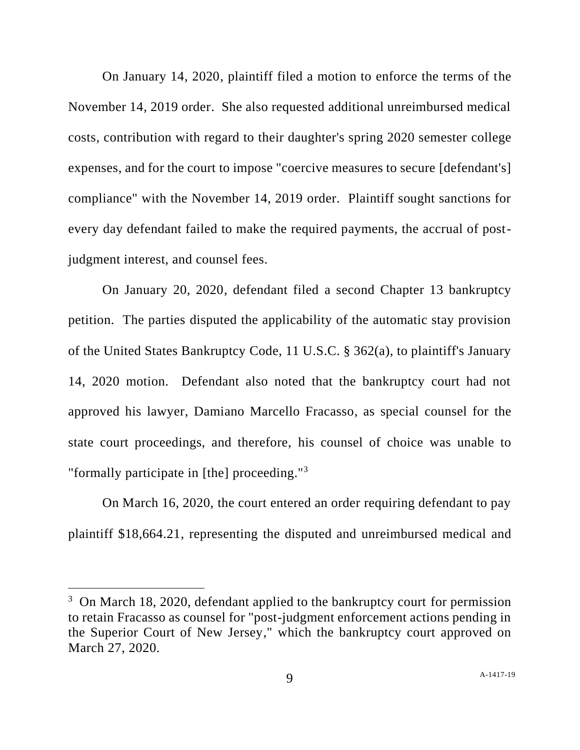On January 14, 2020, plaintiff filed a motion to enforce the terms of the November 14, 2019 order. She also requested additional unreimbursed medical costs, contribution with regard to their daughter's spring 2020 semester college expenses, and for the court to impose "coercive measures to secure [defendant's] compliance" with the November 14, 2019 order. Plaintiff sought sanctions for every day defendant failed to make the required payments, the accrual of post-judgment interest, and counsel fees.

On January 20, 2020, defendant filed a second Chapter 13 bankruptcy petition. The parties disputed the applicability of the automatic stay provision of the United States Bankruptcy Code, 11 U.S.C. § 362(a), to plaintiff's January 14, 2020 motion. Defendant also noted that the bankruptcy court had not approved his lawyer, Damiano Marcello Fracasso, as special counsel for the state court proceedings, and therefore, his counsel of choice was unable to "formally participate in [the] proceeding."[3]

On March 16, 2020, the court entered an order requiring defendant to pay plaintiff $18,664.21, representing the disputed and unreimbursed medical and

---

[3] On March 18, 2020, defendant applied to the bankruptcy court for permission to retain Fracasso as counsel for "post-judgment enforcement actions pending in the Superior Court of New Jersey," which the bankruptcy court approved on March 27, 2020.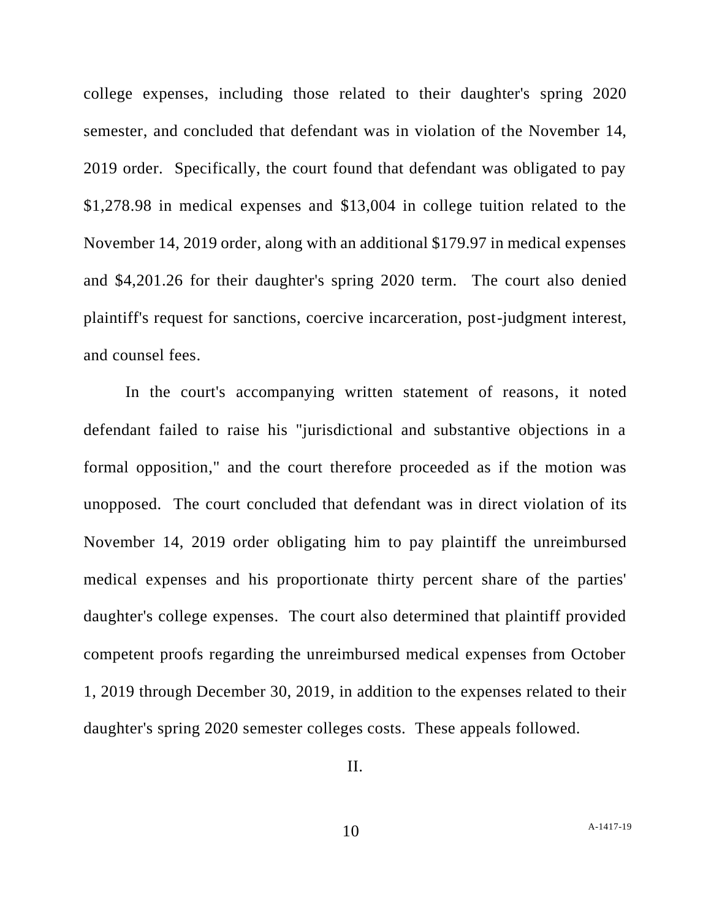college expenses, including those related to their daughter's spring 2020 semester, and concluded that defendant was in violation of the November 14, 2019 order. Specifically, the court found that defendant was obligated to pay $1,278.98 in medical expenses and $13,004 in college tuition related to the November 14, 2019 order, along with an additional $179.97 in medical expenses and $4,201.26 for their daughter's spring 2020 term. The court also denied plaintiff's request for sanctions, coercive incarceration, post-judgment interest, and counsel fees.

In the court's accompanying written statement of reasons, it noted defendant failed to raise his "jurisdictional and substantive objections in a formal opposition," and the court therefore proceeded as if the motion was unopposed. The court concluded that defendant was in direct violation of its November 14, 2019 order obligating him to pay plaintiff the unreimbursed medical expenses and his proportionate thirty percent share of the parties' daughter's college expenses. The court also determined that plaintiff provided competent proofs regarding the unreimbursed medical expenses from October 1, 2019 through December 30, 2019, in addition to the expenses related to their daughter's spring 2020 semester colleges costs. These appeals followed.

II.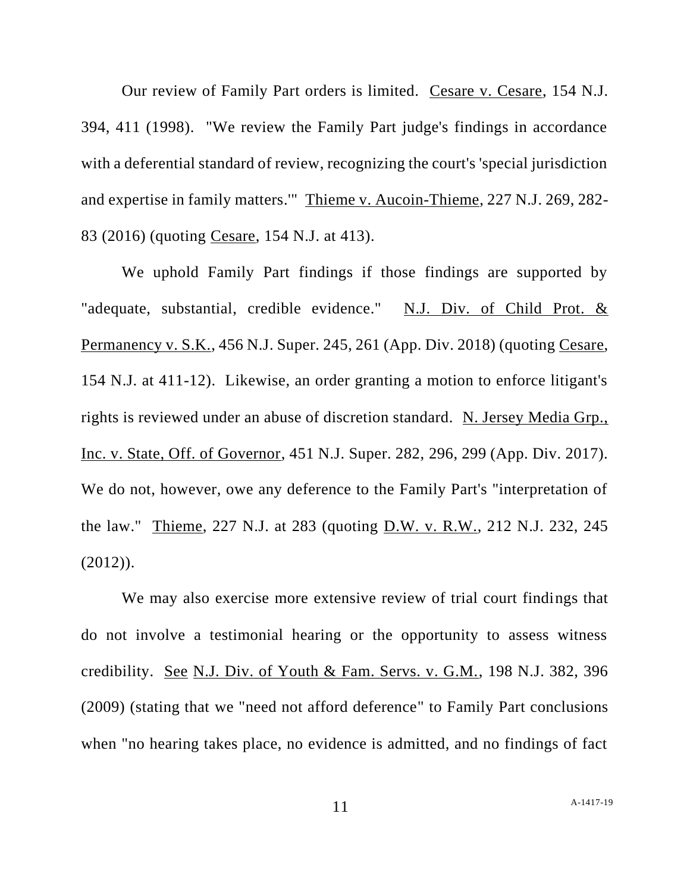Our review of Family Part orders is limited. Cesare v. Cesare, 154 N.J. 394, 411 (1998). "We review the Family Part judge's findings in accordance with a deferential standard of review, recognizing the court's 'special jurisdiction and expertise in family matters.'" Thieme v. Aucoin-Thieme, 227 N.J. 269, 282-83 (2016) (quoting Cesare, 154 N.J. at 413).

We uphold Family Part findings if those findings are supported by "adequate, substantial, credible evidence." N.J. Div. of Child Prot. & Permanency v. S.K., 456 N.J. Super. 245, 261 (App. Div. 2018) (quoting Cesare, 154 N.J. at 411-12). Likewise, an order granting a motion to enforce litigant's rights is reviewed under an abuse of discretion standard. N. Jersey Media Grp., Inc. v. State, Off. of Governor, 451 N.J. Super. 282, 296, 299 (App. Div. 2017). We do not, however, owe any deference to the Family Part's "interpretation of the law." Thieme, 227 N.J. at 283 (quoting D.W. v. R.W., 212 N.J. 232, 245 (2012)).

We may also exercise more extensive review of trial court findings that do not involve a testimonial hearing or the opportunity to assess witness credibility. See N.J. Div. of Youth & Fam. Servs. v. G.M., 198 N.J. 382, 396 (2009) (stating that we "need not afford deference" to Family Part conclusions when "no hearing takes place, no evidence is admitted, and no findings of fact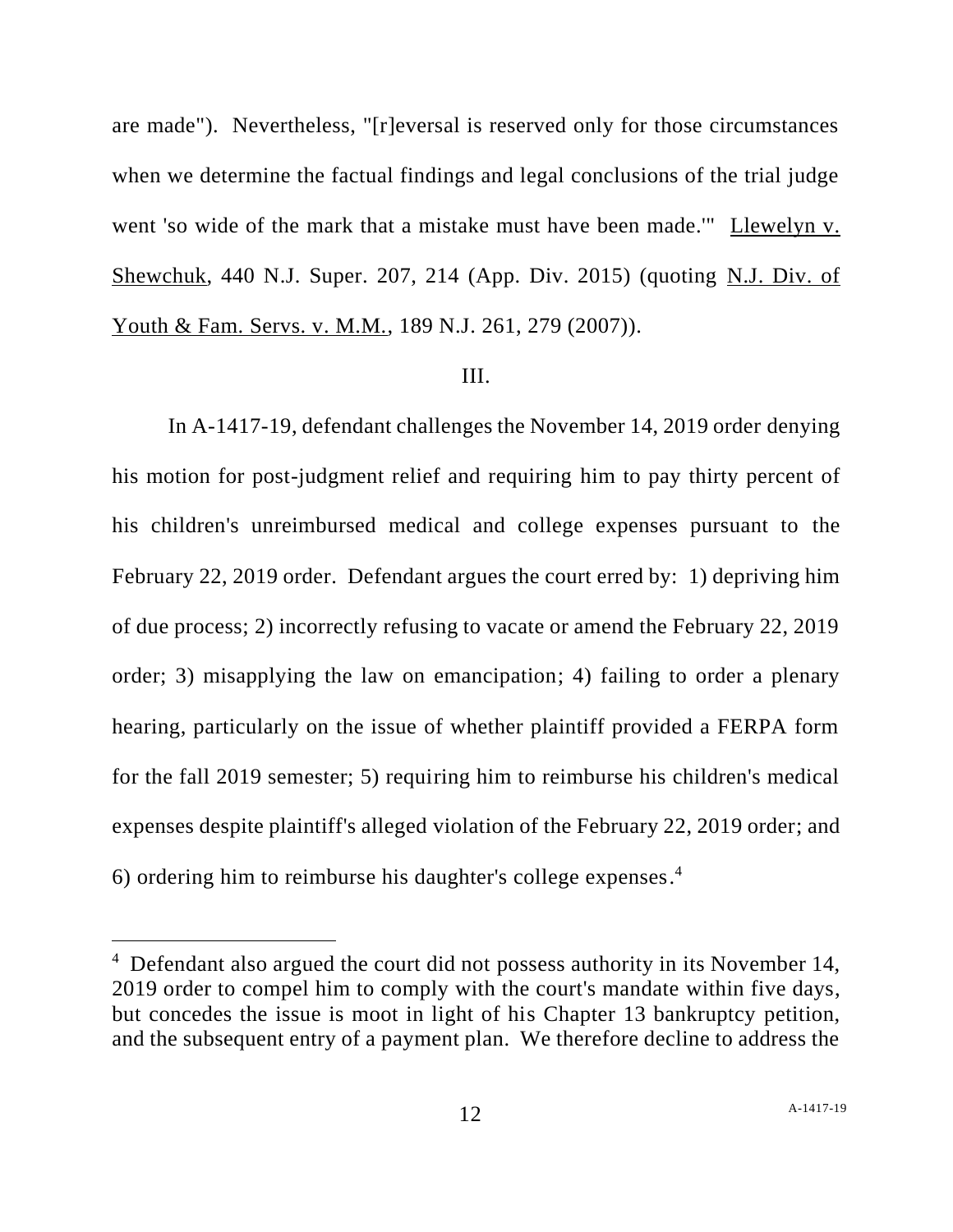are made"). Nevertheless, "[r]eversal is reserved only for those circumstances when we determine the factual findings and legal conclusions of the trial judge went 'so wide of the mark that a mistake must have been made.'" Llewelyn v. Shewchuk, 440 N.J. Super. 207, 214 (App. Div. 2015) (quoting N.J. Div. of Youth & Fam. Servs. v. M.M., 189 N.J. 261, 279 (2007)).

III.

In A-1417-19, defendant challenges the November 14, 2019 order denying his motion for post-judgment relief and requiring him to pay thirty percent of his children's unreimbursed medical and college expenses pursuant to the February 22, 2019 order. Defendant argues the court erred by: 1) depriving him of due process; 2) incorrectly refusing to vacate or amend the February 22, 2019 order; 3) misapplying the law on emancipation; 4) failing to order a plenary hearing, particularly on the issue of whether plaintiff provided a FERPA form for the fall 2019 semester; 5) requiring him to reimburse his children's medical expenses despite plaintiff's alleged violation of the February 22, 2019 order; and 6) ordering him to reimburse his daughter's college expenses.[4]

[4] Defendant also argued the court did not possess authority in its November 14, 2019 order to compel him to comply with the court's mandate within five days, but concedes the issue is moot in light of his Chapter 13 bankruptcy petition, and the subsequent entry of a payment plan. We therefore decline to address the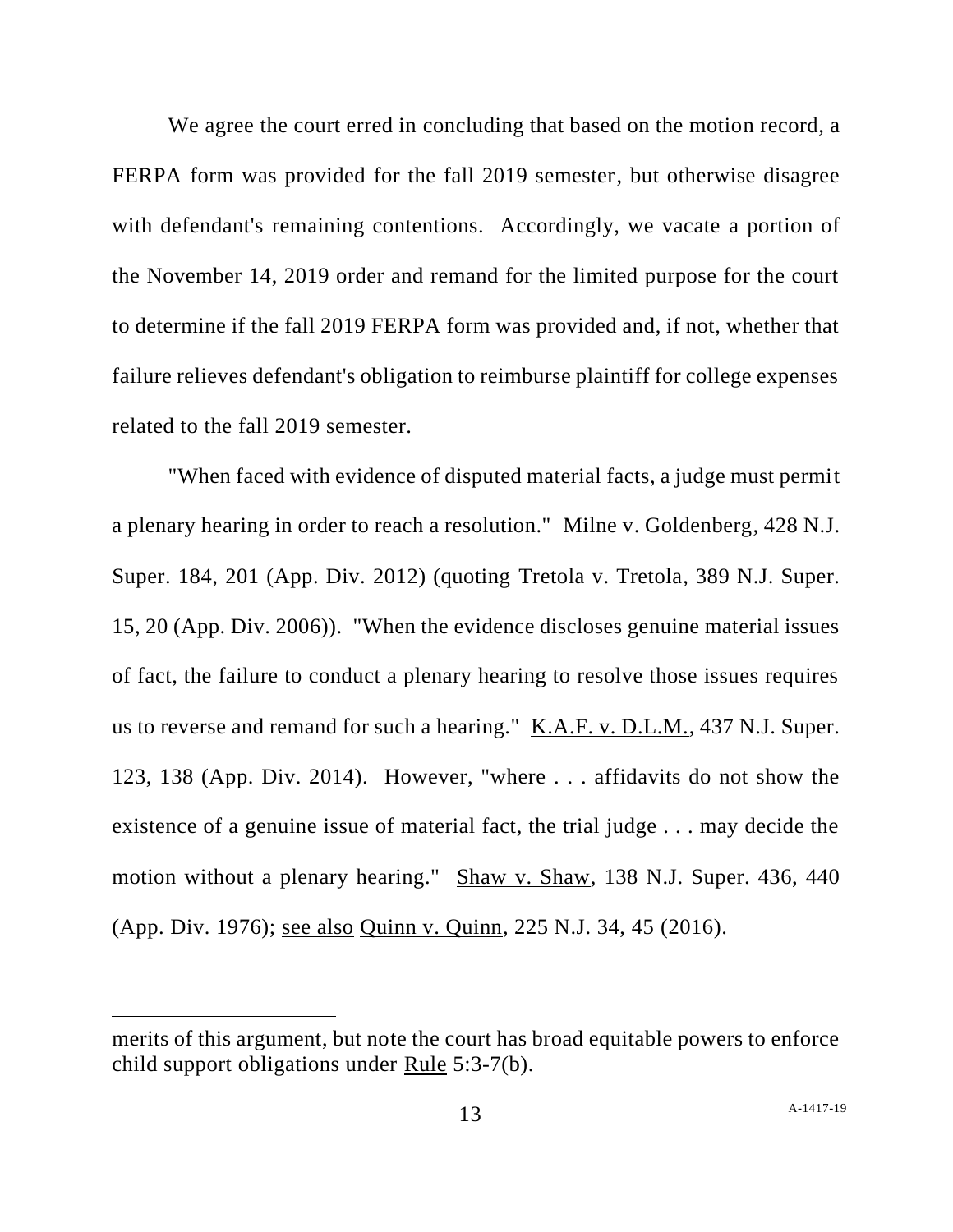We agree the court erred in concluding that based on the motion record, a FERPA form was provided for the fall 2019 semester, but otherwise disagree with defendant's remaining contentions. Accordingly, we vacate a portion of the November 14, 2019 order and remand for the limited purpose for the court to determine if the fall 2019 FERPA form was provided and, if not, whether that failure relieves defendant's obligation to reimburse plaintiff for college expenses related to the fall 2019 semester.

"When faced with evidence of disputed material facts, a judge must permit a plenary hearing in order to reach a resolution." Milne v. Goldenberg, 428 N.J. Super. 184, 201 (App. Div. 2012) (quoting Tretola v. Tretola, 389 N.J. Super. 15, 20 (App. Div. 2006)). "When the evidence discloses genuine material issues of fact, the failure to conduct a plenary hearing to resolve those issues requires us to reverse and remand for such a hearing." K.A.F. v. D.L.M., 437 N.J. Super. 123, 138 (App. Div. 2014). However, "where . . . affidavits do not show the existence of a genuine issue of material fact, the trial judge . . . may decide the motion without a plenary hearing." Shaw v. Shaw, 138 N.J. Super. 436, 440 (App. Div. 1976); see also Quinn v. Quinn, 225 N.J. 34, 45 (2016).

---

merits of this argument, but note the court has broad equitable powers to enforce child support obligations under Rule 5:3-7(b).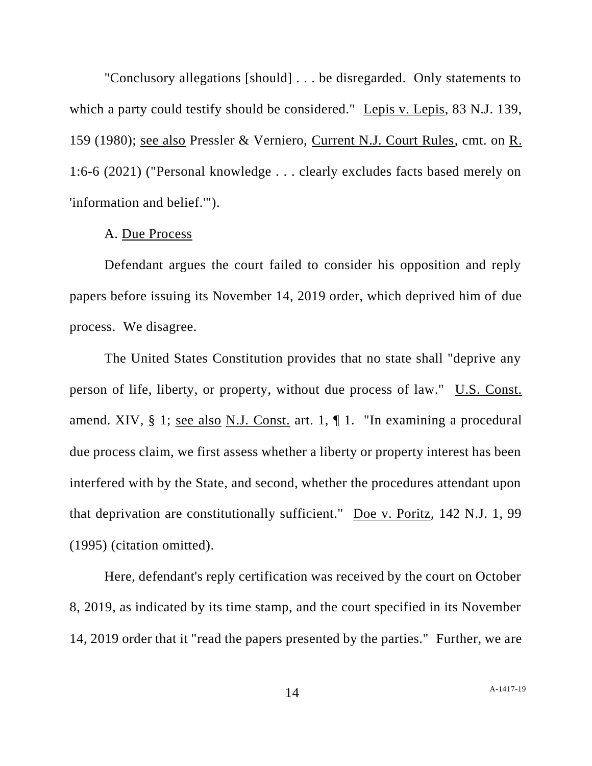"Conclusory allegations [should] . . . be disregarded. Only statements to which a party could testify should be considered." Lepis v. Lepis, 83 N.J. 139, 159 (1980); see also Pressler & Verniero, Current N.J. Court Rules, cmt. on R. 1:6-6 (2021) ("Personal knowledge . . . clearly excludes facts based merely on 'information and belief.'").

A. Due Process

Defendant argues the court failed to consider his opposition and reply papers before issuing its November 14, 2019 order, which deprived him of due process. We disagree.

The United States Constitution provides that no state shall "deprive any person of life, liberty, or property, without due process of law." U.S. Const. amend. XIV, § 1; see also N.J. Const. art. 1, ¶ 1. "In examining a procedural due process claim, we first assess whether a liberty or property interest has been interfered with by the State, and second, whether the procedures attendant upon that deprivation are constitutionally sufficient." Doe v. Poritz, 142 N.J. 1, 99 (1995) (citation omitted).

Here, defendant's reply certification was received by the court on October 8, 2019, as indicated by its time stamp, and the court specified in its November 14, 2019 order that it "read the papers presented by the parties." Further, we are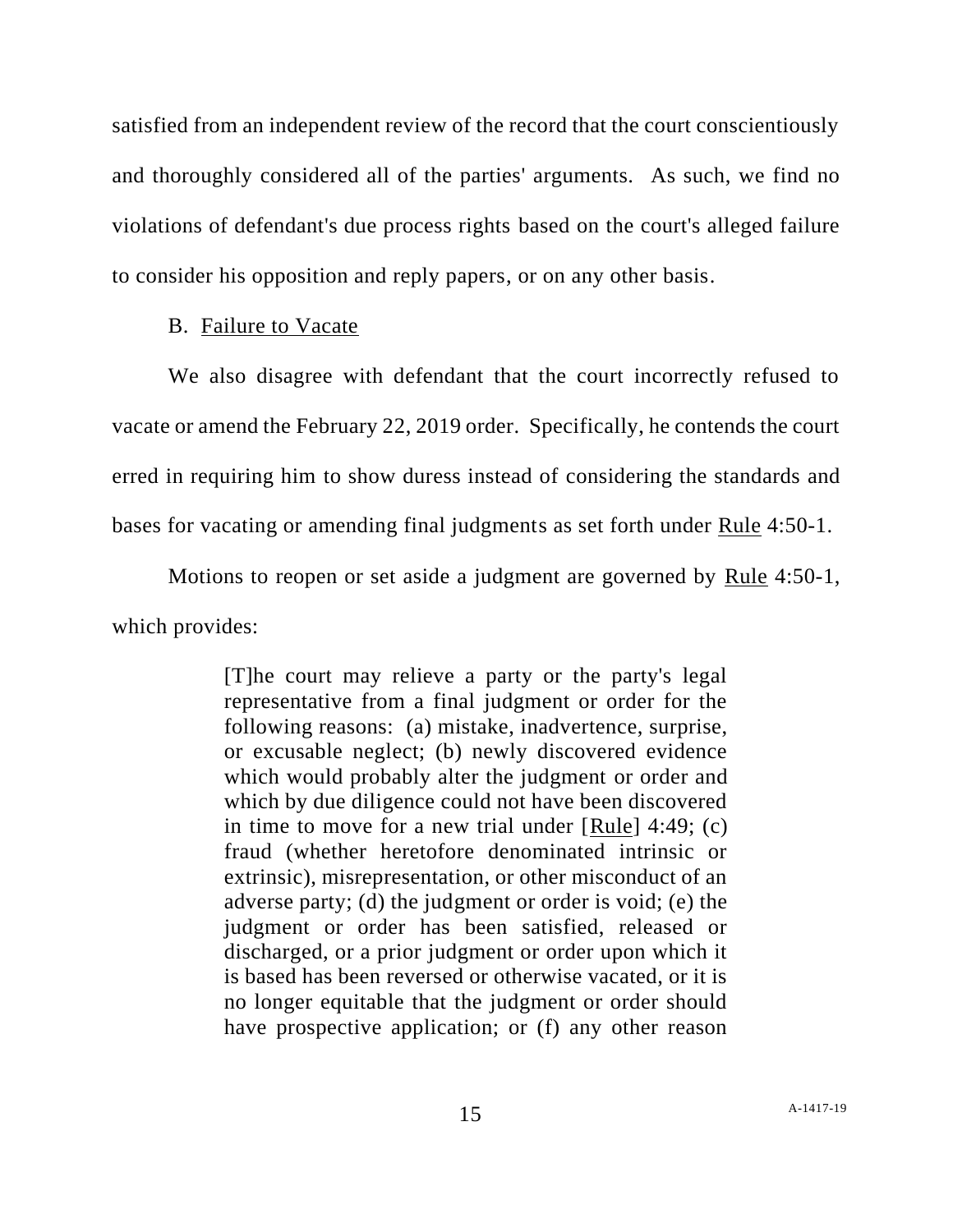satisfied from an independent review of the record that the court conscientiously and thoroughly considered all of the parties' arguments. As such, we find no violations of defendant's due process rights based on the court's alleged failure to consider his opposition and reply papers, or on any other basis.

B. Failure to Vacate

We also disagree with defendant that the court incorrectly refused to vacate or amend the February 22, 2019 order. Specifically, he contends the court erred in requiring him to show duress instead of considering the standards and bases for vacating or amending final judgments as set forth under Rule 4:50-1.

Motions to reopen or set aside a judgment are governed by Rule 4:50-1, which provides:

> [T]he court may relieve a party or the party's legal representative from a final judgment or order for the following reasons: (a) mistake, inadvertence, surprise, or excusable neglect; (b) newly discovered evidence which would probably alter the judgment or order and which by due diligence could not have been discovered in time to move for a new trial under [Rule] 4:49; (c) fraud (whether heretofore denominated intrinsic or extrinsic), misrepresentation, or other misconduct of an adverse party; (d) the judgment or order is void; (e) the judgment or order has been satisfied, released or discharged, or a prior judgment or order upon which it is based has been reversed or otherwise vacated, or it is no longer equitable that the judgment or order should have prospective application; or (f) any other reason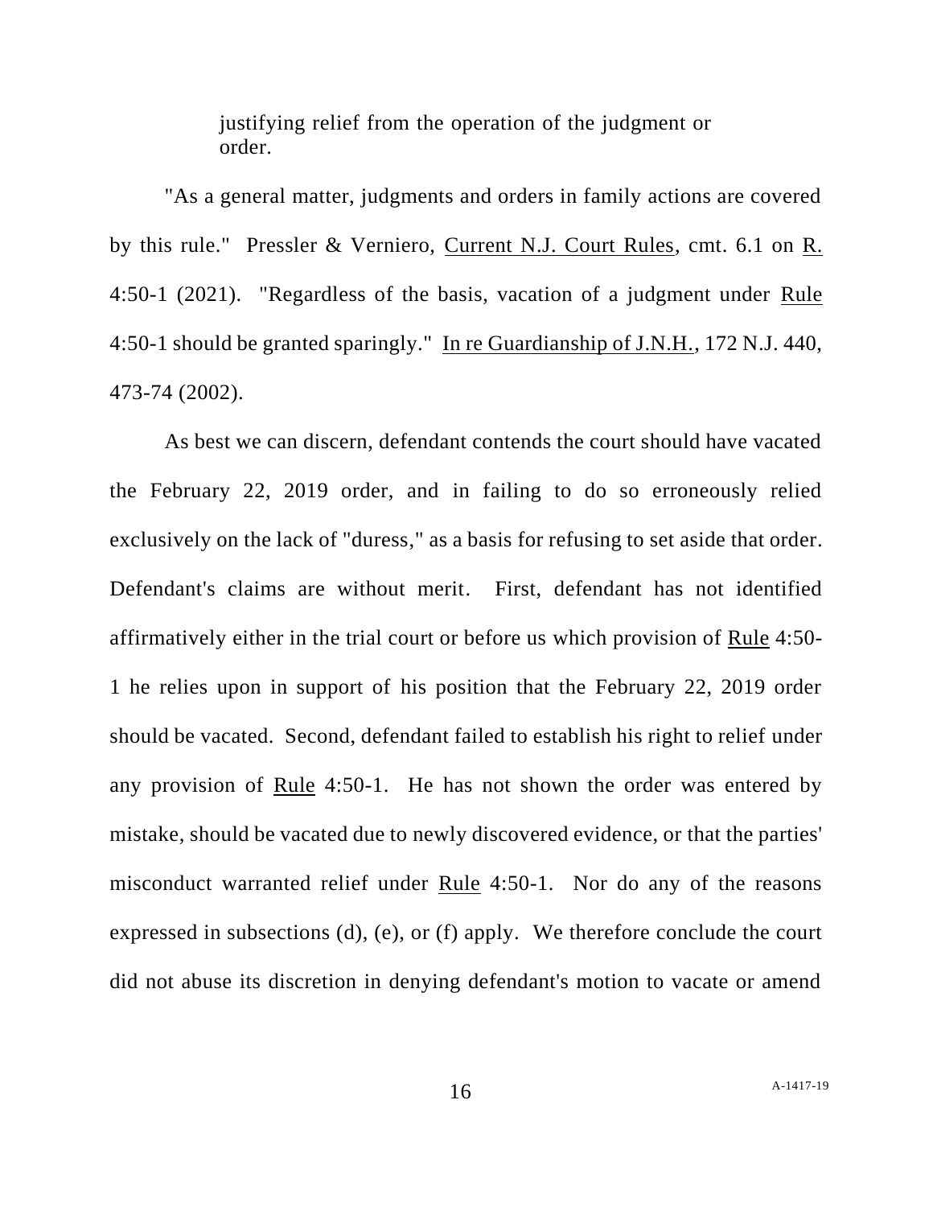> justifying relief from the operation of the judgment or order.

"As a general matter, judgments and orders in family actions are covered by this rule." Pressler & Verniero, Current N.J. Court Rules, cmt. 6.1 on R. 4:50-1 (2021). "Regardless of the basis, vacation of a judgment under Rule 4:50-1 should be granted sparingly." In re Guardianship of J.N.H., 172 N.J. 440, 473-74 (2002).

As best we can discern, defendant contends the court should have vacated the February 22, 2019 order, and in failing to do so erroneously relied exclusively on the lack of "duress," as a basis for refusing to set aside that order. Defendant's claims are without merit. First, defendant has not identified affirmatively either in the trial court or before us which provision of Rule 4:50-1 he relies upon in support of his position that the February 22, 2019 order should be vacated. Second, defendant failed to establish his right to relief under any provision of Rule 4:50-1. He has not shown the order was entered by mistake, should be vacated due to newly discovered evidence, or that the parties' misconduct warranted relief under Rule 4:50-1. Nor do any of the reasons expressed in subsections (d), (e), or (f) apply. We therefore conclude the court did not abuse its discretion in denying defendant's motion to vacate or amend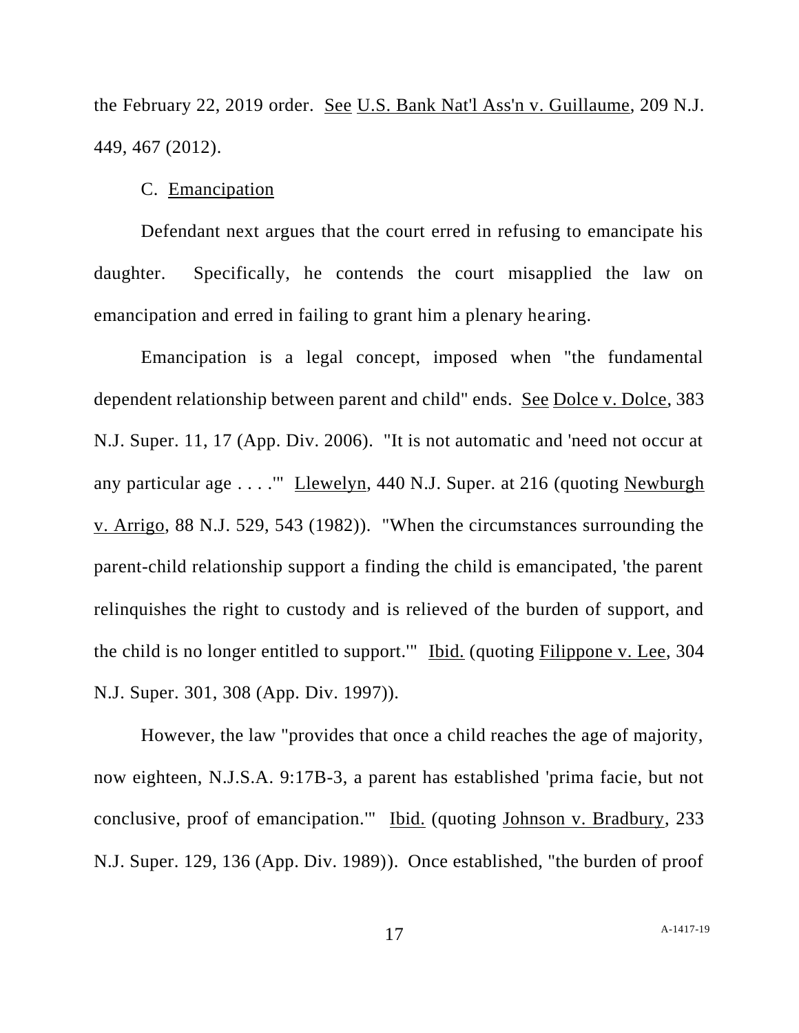the February 22, 2019 order. See U.S. Bank Nat'l Ass'n v. Guillaume, 209 N.J. 449, 467 (2012).

C. Emancipation

Defendant next argues that the court erred in refusing to emancipate his daughter. Specifically, he contends the court misapplied the law on emancipation and erred in failing to grant him a plenary hearing.

Emancipation is a legal concept, imposed when "the fundamental dependent relationship between parent and child" ends. See Dolce v. Dolce, 383 N.J. Super. 11, 17 (App. Div. 2006). "It is not automatic and 'need not occur at any particular age . . . .'" Llewelyn, 440 N.J. Super. at 216 (quoting Newburgh v. Arrigo, 88 N.J. 529, 543 (1982)). "When the circumstances surrounding the parent-child relationship support a finding the child is emancipated, 'the parent relinquishes the right to custody and is relieved of the burden of support, and the child is no longer entitled to support.'" Ibid. (quoting Filippone v. Lee, 304 N.J. Super. 301, 308 (App. Div. 1997)).

However, the law "provides that once a child reaches the age of majority, now eighteen, N.J.S.A. 9:17B-3, a parent has established 'prima facie, but not conclusive, proof of emancipation.'" Ibid. (quoting Johnson v. Bradbury, 233 N.J. Super. 129, 136 (App. Div. 1989)). Once established, "the burden of proof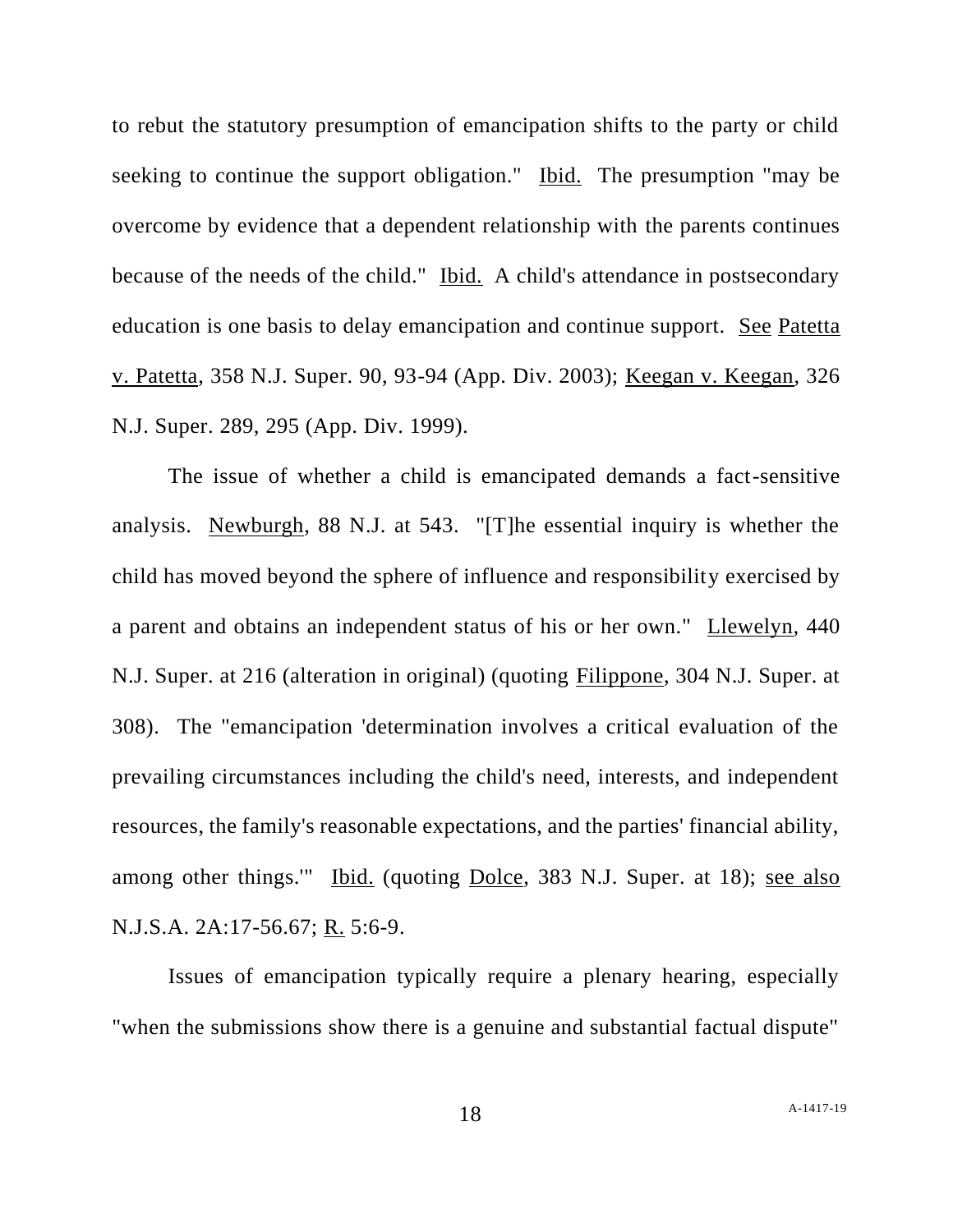to rebut the statutory presumption of emancipation shifts to the party or child seeking to continue the support obligation." Ibid. The presumption "may be overcome by evidence that a dependent relationship with the parents continues because of the needs of the child." Ibid. A child's attendance in postsecondary education is one basis to delay emancipation and continue support. See Patetta v. Patetta, 358 N.J. Super. 90, 93-94 (App. Div. 2003); Keegan v. Keegan, 326 N.J. Super. 289, 295 (App. Div. 1999).

The issue of whether a child is emancipated demands a fact-sensitive analysis. Newburgh, 88 N.J. at 543. "[T]he essential inquiry is whether the child has moved beyond the sphere of influence and responsibility exercised by a parent and obtains an independent status of his or her own." Llewelyn, 440 N.J. Super. at 216 (alteration in original) (quoting Filippone, 304 N.J. Super. at 308). The "emancipation 'determination involves a critical evaluation of the prevailing circumstances including the child's need, interests, and independent resources, the family's reasonable expectations, and the parties' financial ability, among other things.'" Ibid. (quoting Dolce, 383 N.J. Super. at 18); see also N.J.S.A. 2A:17-56.67; R. 5:6-9.

Issues of emancipation typically require a plenary hearing, especially "when the submissions show there is a genuine and substantial factual dispute"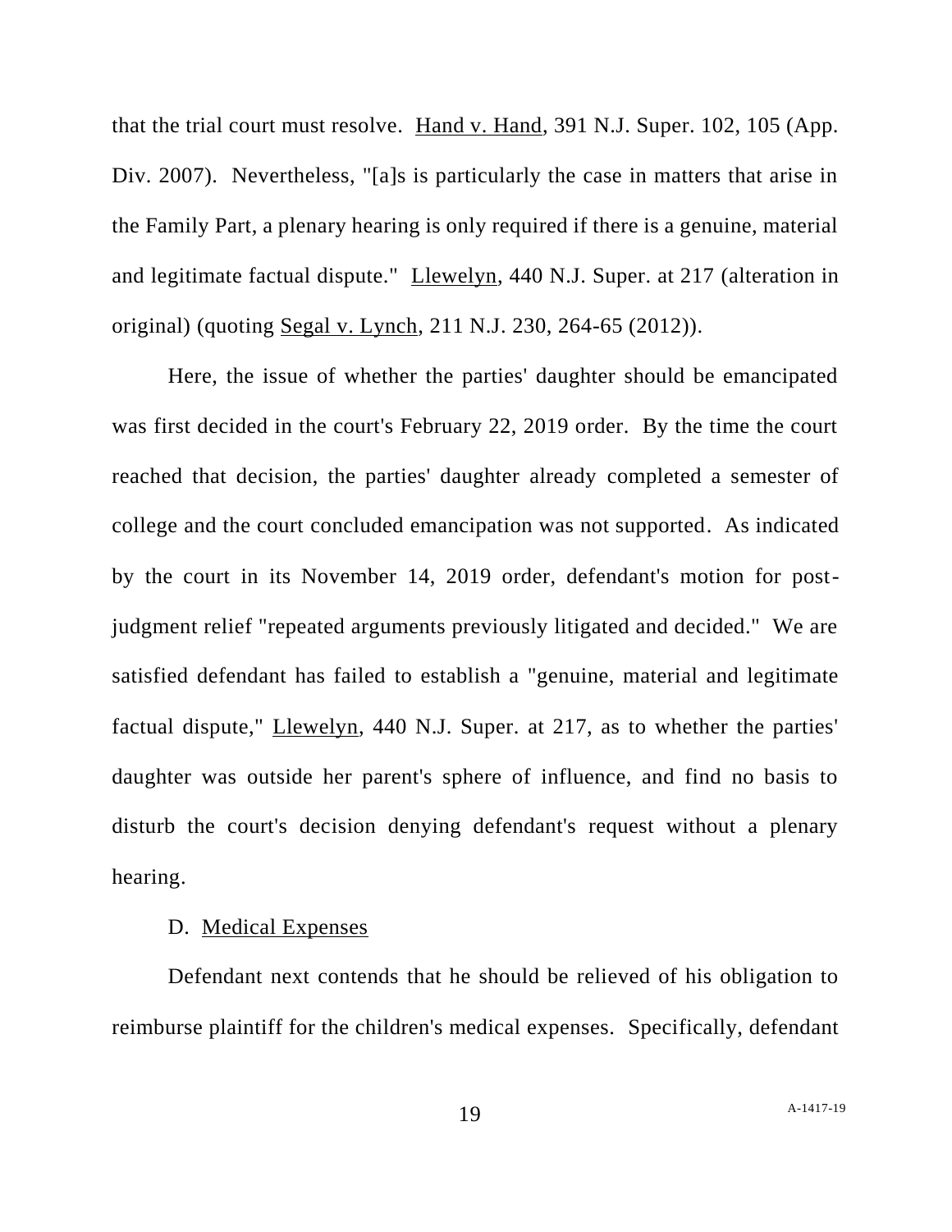that the trial court must resolve. Hand v. Hand, 391 N.J. Super. 102, 105 (App. Div. 2007). Nevertheless, "[a]s is particularly the case in matters that arise in the Family Part, a plenary hearing is only required if there is a genuine, material and legitimate factual dispute." Llewelyn, 440 N.J. Super. at 217 (alteration in original) (quoting Segal v. Lynch, 211 N.J. 230, 264-65 (2012)).

Here, the issue of whether the parties' daughter should be emancipated was first decided in the court's February 22, 2019 order. By the time the court reached that decision, the parties' daughter already completed a semester of college and the court concluded emancipation was not supported. As indicated by the court in its November 14, 2019 order, defendant's motion for post-judgment relief "repeated arguments previously litigated and decided." We are satisfied defendant has failed to establish a "genuine, material and legitimate factual dispute," Llewelyn, 440 N.J. Super. at 217, as to whether the parties' daughter was outside her parent's sphere of influence, and find no basis to disturb the court's decision denying defendant's request without a plenary hearing.

D. Medical Expenses

Defendant next contends that he should be relieved of his obligation to reimburse plaintiff for the children's medical expenses. Specifically, defendant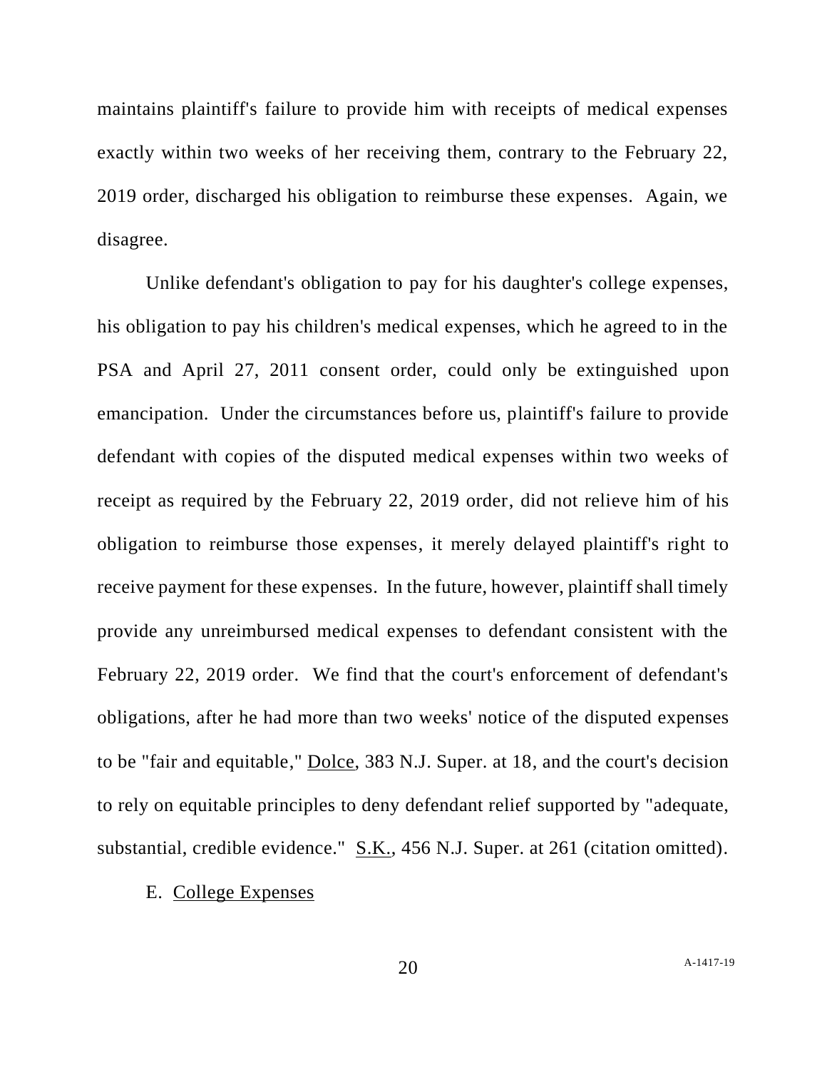maintains plaintiff's failure to provide him with receipts of medical expenses exactly within two weeks of her receiving them, contrary to the February 22, 2019 order, discharged his obligation to reimburse these expenses. Again, we disagree.

Unlike defendant's obligation to pay for his daughter's college expenses, his obligation to pay his children's medical expenses, which he agreed to in the PSA and April 27, 2011 consent order, could only be extinguished upon emancipation. Under the circumstances before us, plaintiff's failure to provide defendant with copies of the disputed medical expenses within two weeks of receipt as required by the February 22, 2019 order, did not relieve him of his obligation to reimburse those expenses, it merely delayed plaintiff's right to receive payment for these expenses. In the future, however, plaintiff shall timely provide any unreimbursed medical expenses to defendant consistent with the February 22, 2019 order. We find that the court's enforcement of defendant's obligations, after he had more than two weeks' notice of the disputed expenses to be "fair and equitable," Dolce, 383 N.J. Super. at 18, and the court's decision to rely on equitable principles to deny defendant relief supported by "adequate, substantial, credible evidence." S.K., 456 N.J. Super. at 261 (citation omitted).

E. College Expenses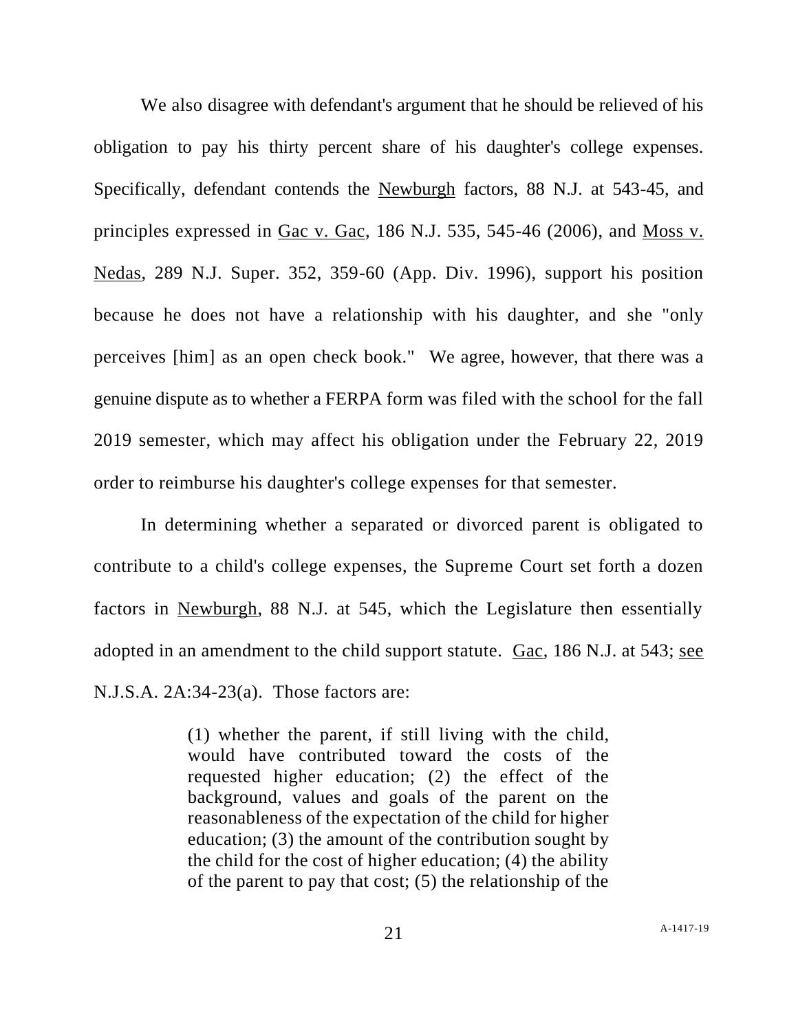We also disagree with defendant's argument that he should be relieved of his obligation to pay his thirty percent share of his daughter's college expenses. Specifically, defendant contends the Newburgh factors, 88 N.J. at 543-45, and principles expressed in Gac v. Gac, 186 N.J. 535, 545-46 (2006), and Moss v. Nedas, 289 N.J. Super. 352, 359-60 (App. Div. 1996), support his position because he does not have a relationship with his daughter, and she "only perceives [him] as an open check book." We agree, however, that there was a genuine dispute as to whether a FERPA form was filed with the school for the fall 2019 semester, which may affect his obligation under the February 22, 2019 order to reimburse his daughter's college expenses for that semester.

In determining whether a separated or divorced parent is obligated to contribute to a child's college expenses, the Supreme Court set forth a dozen factors in Newburgh, 88 N.J. at 545, which the Legislature then essentially adopted in an amendment to the child support statute. Gac, 186 N.J. at 543; see N.J.S.A. 2A:34-23(a). Those factors are:

> (1) whether the parent, if still living with the child, would have contributed toward the costs of the requested higher education; (2) the effect of the background, values and goals of the parent on the reasonableness of the expectation of the child for higher education; (3) the amount of the contribution sought by the child for the cost of higher education; (4) the ability of the parent to pay that cost; (5) the relationship of the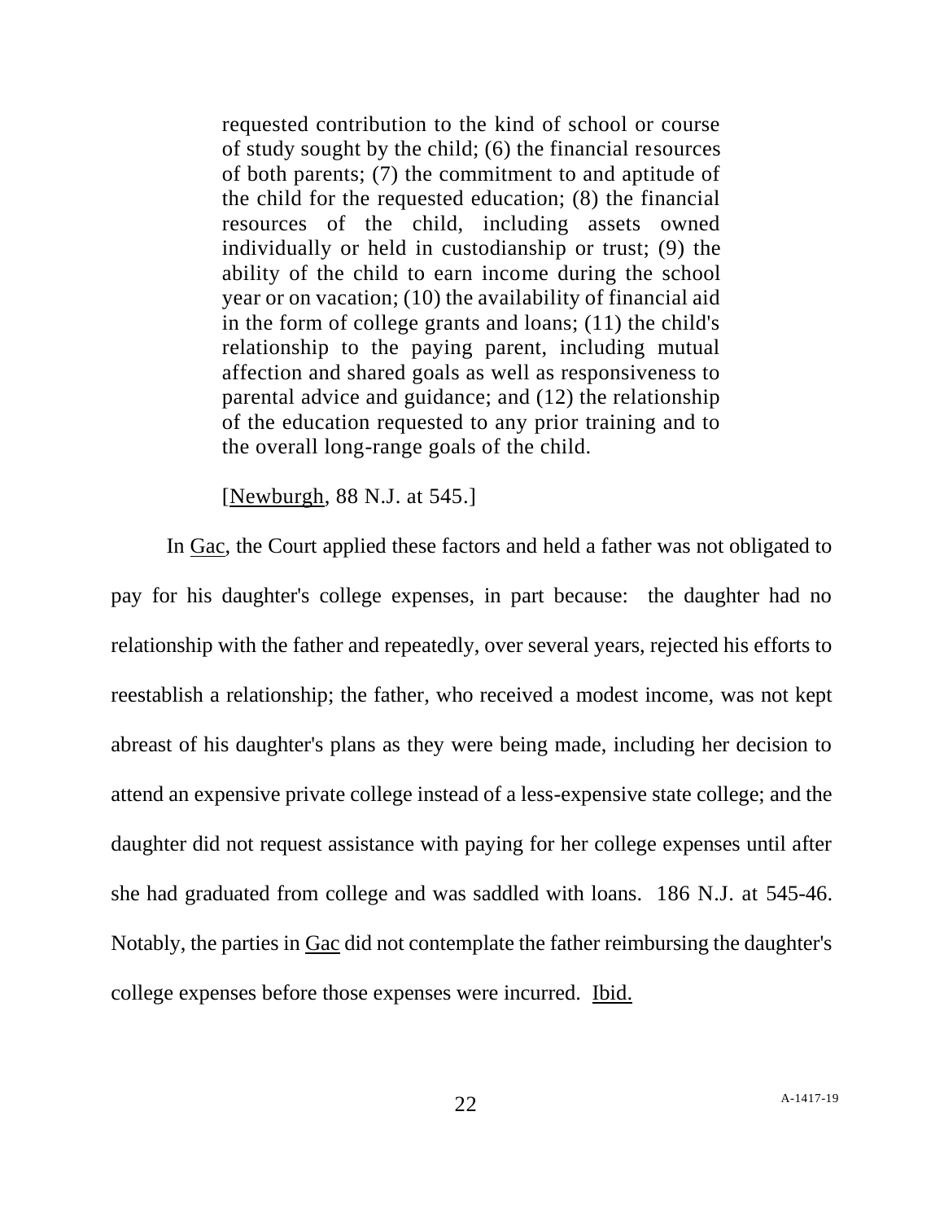> requested contribution to the kind of school or course of study sought by the child; (6) the financial resources of both parents; (7) the commitment to and aptitude of the child for the requested education; (8) the financial resources of the child, including assets owned individually or held in custodianship or trust; (9) the ability of the child to earn income during the school year or on vacation; (10) the availability of financial aid in the form of college grants and loans; (11) the child's relationship to the paying parent, including mutual affection and shared goals as well as responsiveness to parental advice and guidance; and (12) the relationship of the education requested to any prior training and to the overall long-range goals of the child.
>
> [<u>Newburgh</u>, 88 N.J. at 545.]

In <u>Gac</u>, the Court applied these factors and held a father was not obligated to pay for his daughter's college expenses, in part because: the daughter had no relationship with the father and repeatedly, over several years, rejected his efforts to reestablish a relationship; the father, who received a modest income, was not kept abreast of his daughter's plans as they were being made, including her decision to attend an expensive private college instead of a less-expensive state college; and the daughter did not request assistance with paying for her college expenses until after she had graduated from college and was saddled with loans. 186 N.J. at 545-46. Notably, the parties in <u>Gac</u> did not contemplate the father reimbursing the daughter's college expenses before those expenses were incurred. <u>Ibid.</u>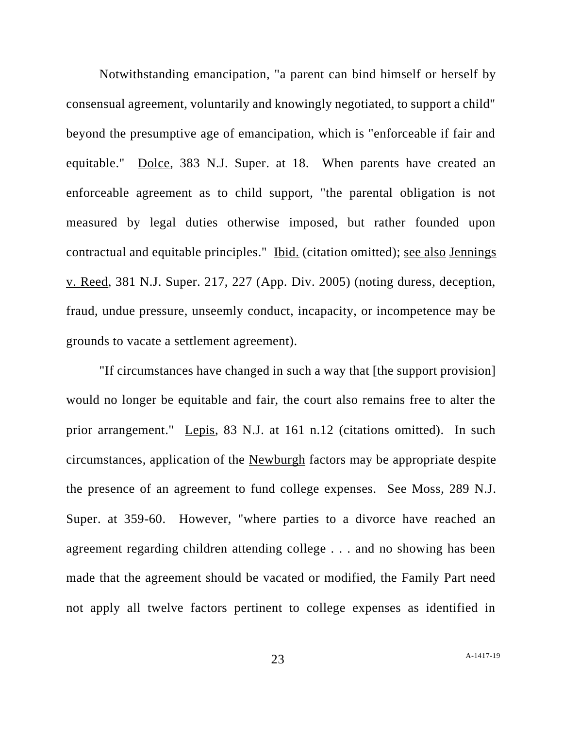Notwithstanding emancipation, "a parent can bind himself or herself by consensual agreement, voluntarily and knowingly negotiated, to support a child" beyond the presumptive age of emancipation, which is "enforceable if fair and equitable." Dolce, 383 N.J. Super. at 18. When parents have created an enforceable agreement as to child support, "the parental obligation is not measured by legal duties otherwise imposed, but rather founded upon contractual and equitable principles." Ibid. (citation omitted); see also Jennings v. Reed, 381 N.J. Super. 217, 227 (App. Div. 2005) (noting duress, deception, fraud, undue pressure, unseemly conduct, incapacity, or incompetence may be grounds to vacate a settlement agreement).

"If circumstances have changed in such a way that [the support provision] would no longer be equitable and fair, the court also remains free to alter the prior arrangement." Lepis, 83 N.J. at 161 n.12 (citations omitted). In such circumstances, application of the Newburgh factors may be appropriate despite the presence of an agreement to fund college expenses. See Moss, 289 N.J. Super. at 359-60. However, "where parties to a divorce have reached an agreement regarding children attending college . . . and no showing has been made that the agreement should be vacated or modified, the Family Part need not apply all twelve factors pertinent to college expenses as identified in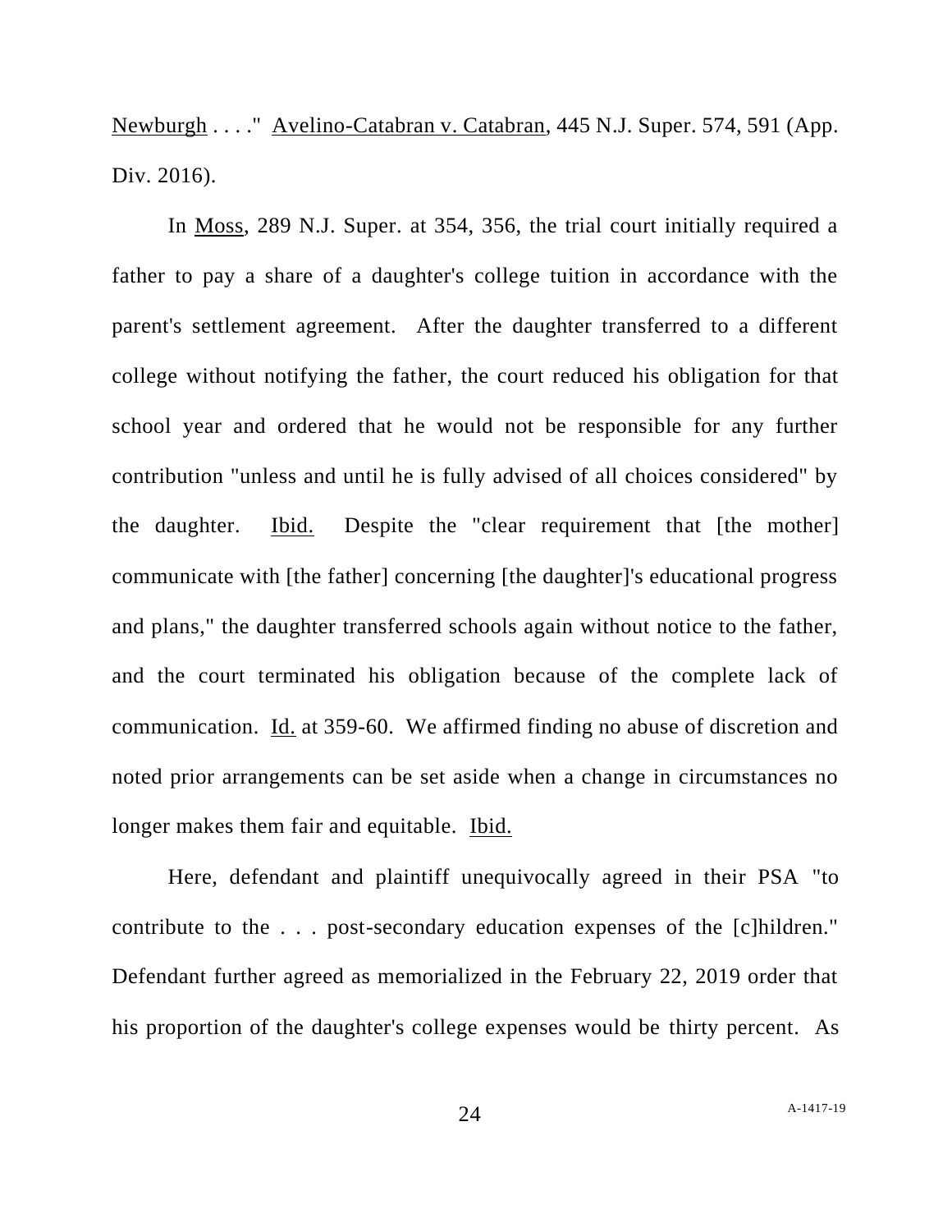Newburgh . . . ." Avelino-Catabran v. Catabran, 445 N.J. Super. 574, 591 (App. Div. 2016).

In Moss, 289 N.J. Super. at 354, 356, the trial court initially required a father to pay a share of a daughter's college tuition in accordance with the parent's settlement agreement. After the daughter transferred to a different college without notifying the father, the court reduced his obligation for that school year and ordered that he would not be responsible for any further contribution "unless and until he is fully advised of all choices considered" by the daughter. Ibid. Despite the "clear requirement that [the mother] communicate with [the father] concerning [the daughter]'s educational progress and plans," the daughter transferred schools again without notice to the father, and the court terminated his obligation because of the complete lack of communication. Id. at 359-60. We affirmed finding no abuse of discretion and noted prior arrangements can be set aside when a change in circumstances no longer makes them fair and equitable. Ibid.

Here, defendant and plaintiff unequivocally agreed in their PSA "to contribute to the . . . post-secondary education expenses of the [c]hildren." Defendant further agreed as memorialized in the February 22, 2019 order that his proportion of the daughter's college expenses would be thirty percent. As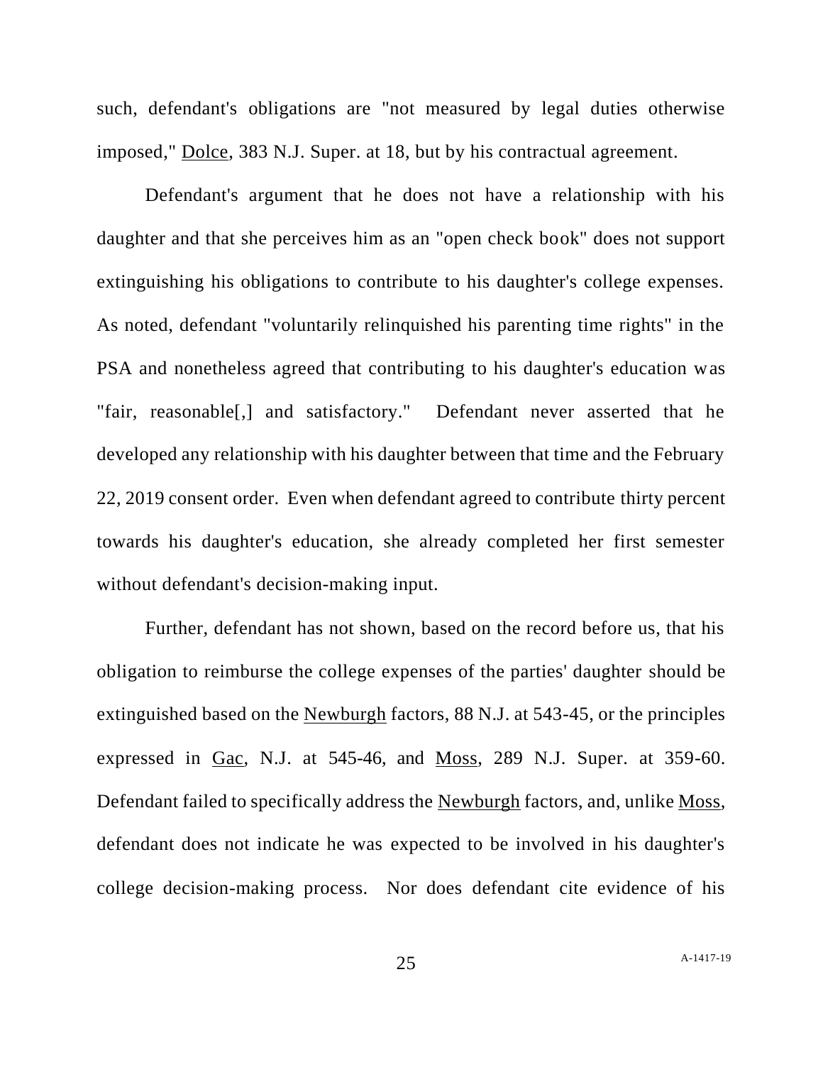such, defendant's obligations are "not measured by legal duties otherwise imposed," Dolce, 383 N.J. Super. at 18, but by his contractual agreement.

Defendant's argument that he does not have a relationship with his daughter and that she perceives him as an "open check book" does not support extinguishing his obligations to contribute to his daughter's college expenses. As noted, defendant "voluntarily relinquished his parenting time rights" in the PSA and nonetheless agreed that contributing to his daughter's education was "fair, reasonable[,] and satisfactory." Defendant never asserted that he developed any relationship with his daughter between that time and the February 22, 2019 consent order. Even when defendant agreed to contribute thirty percent towards his daughter's education, she already completed her first semester without defendant's decision-making input.

Further, defendant has not shown, based on the record before us, that his obligation to reimburse the college expenses of the parties' daughter should be extinguished based on the Newburgh factors, 88 N.J. at 543-45, or the principles expressed in Gac, N.J. at 545-46, and Moss, 289 N.J. Super. at 359-60. Defendant failed to specifically address the Newburgh factors, and, unlike Moss, defendant does not indicate he was expected to be involved in his daughter's college decision-making process. Nor does defendant cite evidence of his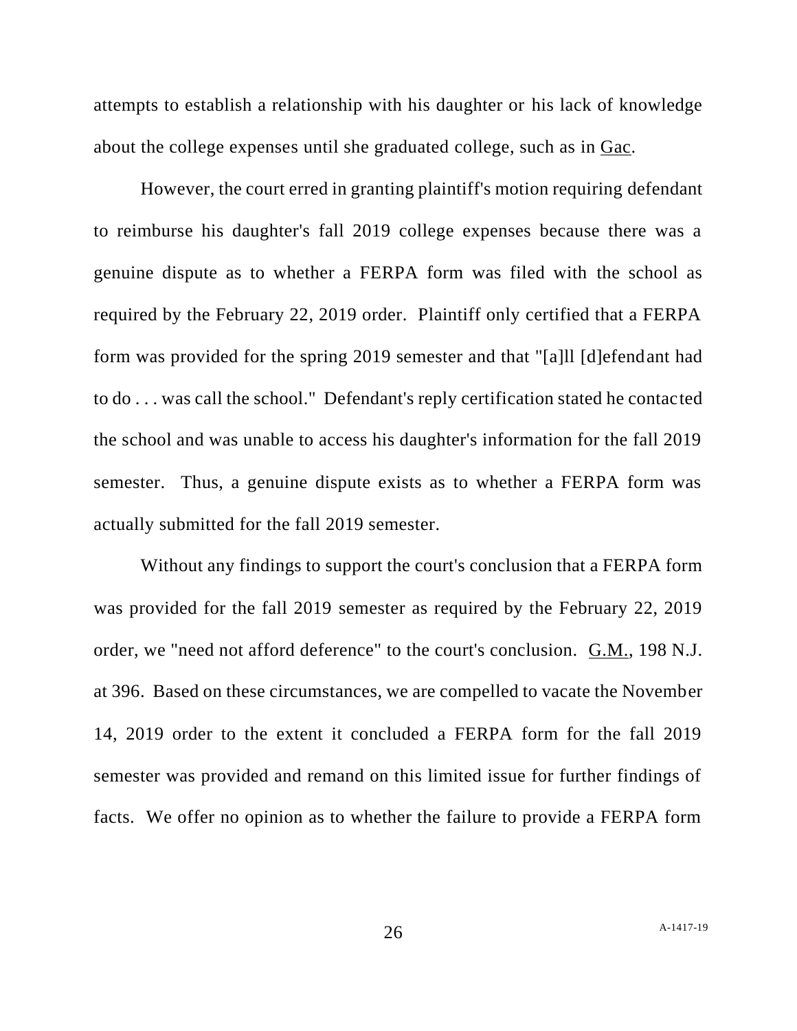attempts to establish a relationship with his daughter or his lack of knowledge about the college expenses until she graduated college, such as in Gac.

However, the court erred in granting plaintiff's motion requiring defendant to reimburse his daughter's fall 2019 college expenses because there was a genuine dispute as to whether a FERPA form was filed with the school as required by the February 22, 2019 order. Plaintiff only certified that a FERPA form was provided for the spring 2019 semester and that "[a]ll [d]efendant had to do . . . was call the school." Defendant's reply certification stated he contacted the school and was unable to access his daughter's information for the fall 2019 semester. Thus, a genuine dispute exists as to whether a FERPA form was actually submitted for the fall 2019 semester.

Without any findings to support the court's conclusion that a FERPA form was provided for the fall 2019 semester as required by the February 22, 2019 order, we "need not afford deference" to the court's conclusion. G.M., 198 N.J. at 396. Based on these circumstances, we are compelled to vacate the November 14, 2019 order to the extent it concluded a FERPA form for the fall 2019 semester was provided and remand on this limited issue for further findings of facts. We offer no opinion as to whether the failure to provide a FERPA form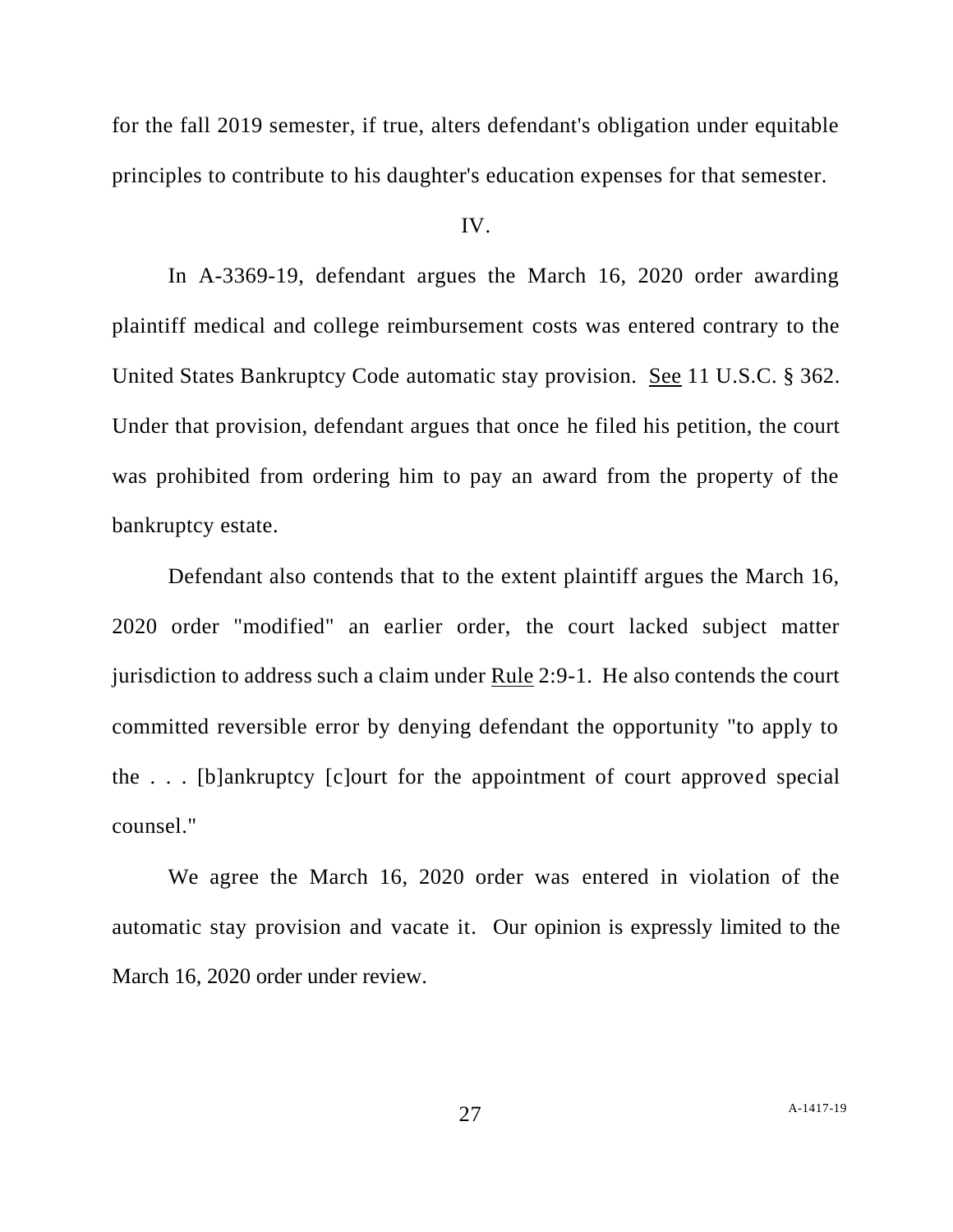for the fall 2019 semester, if true, alters defendant's obligation under equitable principles to contribute to his daughter's education expenses for that semester.

IV.

In A-3369-19, defendant argues the March 16, 2020 order awarding plaintiff medical and college reimbursement costs was entered contrary to the United States Bankruptcy Code automatic stay provision. See 11 U.S.C. § 362. Under that provision, defendant argues that once he filed his petition, the court was prohibited from ordering him to pay an award from the property of the bankruptcy estate.

Defendant also contends that to the extent plaintiff argues the March 16, 2020 order "modified" an earlier order, the court lacked subject matter jurisdiction to address such a claim under Rule 2:9-1. He also contends the court committed reversible error by denying defendant the opportunity "to apply to the . . . [b]ankruptcy [c]ourt for the appointment of court approved special counsel."

We agree the March 16, 2020 order was entered in violation of the automatic stay provision and vacate it. Our opinion is expressly limited to the March 16, 2020 order under review.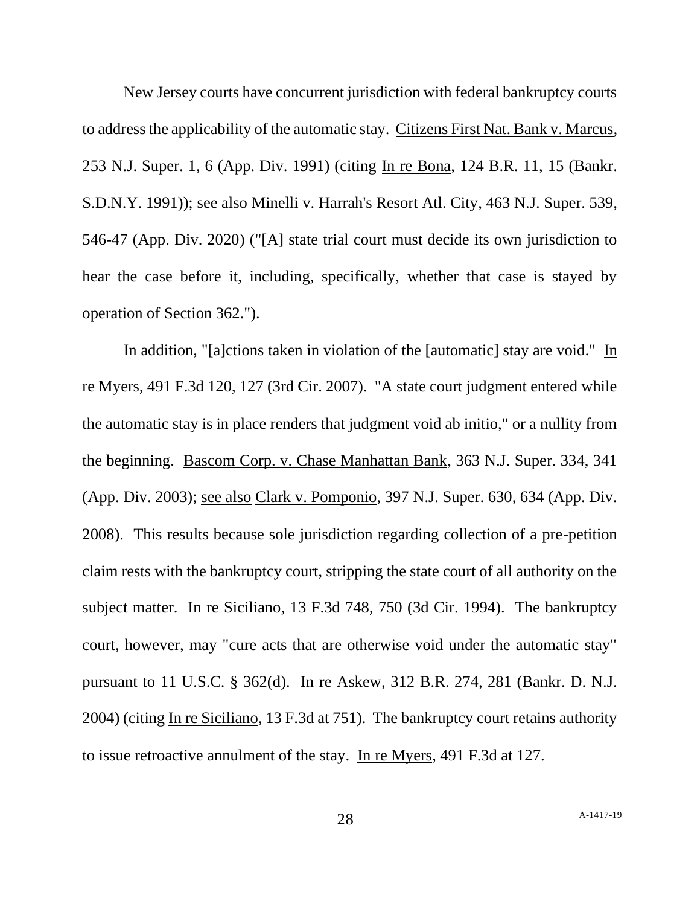New Jersey courts have concurrent jurisdiction with federal bankruptcy courts to address the applicability of the automatic stay. Citizens First Nat. Bank v. Marcus, 253 N.J. Super. 1, 6 (App. Div. 1991) (citing In re Bona, 124 B.R. 11, 15 (Bankr. S.D.N.Y. 1991)); see also Minelli v. Harrah's Resort Atl. City, 463 N.J. Super. 539, 546-47 (App. Div. 2020) ("[A] state trial court must decide its own jurisdiction to hear the case before it, including, specifically, whether that case is stayed by operation of Section 362.").

In addition, "[a]ctions taken in violation of the [automatic] stay are void." In re Myers, 491 F.3d 120, 127 (3rd Cir. 2007). "A state court judgment entered while the automatic stay is in place renders that judgment void ab initio," or a nullity from the beginning. Bascom Corp. v. Chase Manhattan Bank, 363 N.J. Super. 334, 341 (App. Div. 2003); see also Clark v. Pomponio, 397 N.J. Super. 630, 634 (App. Div. 2008). This results because sole jurisdiction regarding collection of a pre-petition claim rests with the bankruptcy court, stripping the state court of all authority on the subject matter. In re Siciliano, 13 F.3d 748, 750 (3d Cir. 1994). The bankruptcy court, however, may "cure acts that are otherwise void under the automatic stay" pursuant to 11 U.S.C. § 362(d). In re Askew, 312 B.R. 274, 281 (Bankr. D. N.J. 2004) (citing In re Siciliano, 13 F.3d at 751). The bankruptcy court retains authority to issue retroactive annulment of the stay. In re Myers, 491 F.3d at 127.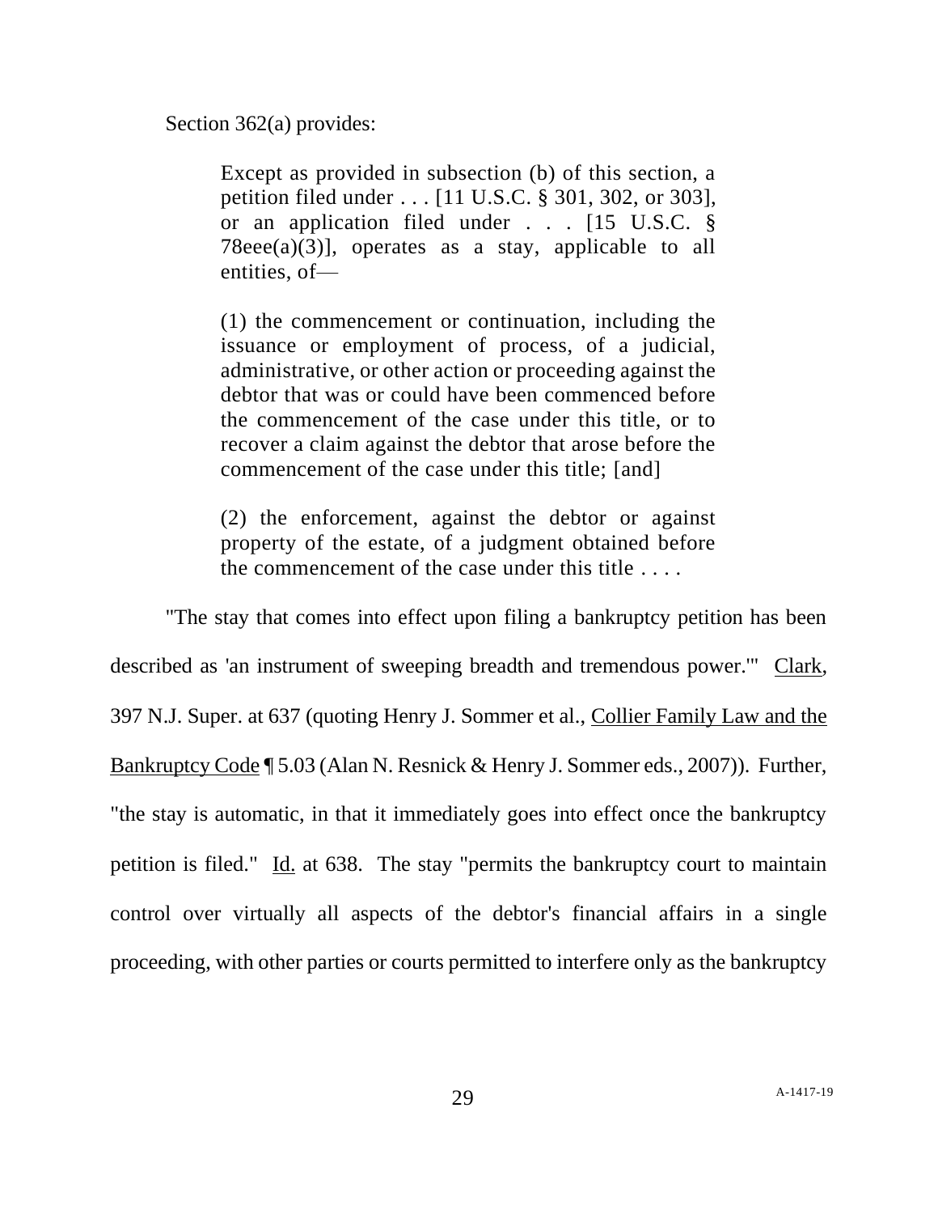Section 362(a) provides:

> Except as provided in subsection (b) of this section, a petition filed under . . . [11 U.S.C. § 301, 302, or 303], or an application filed under . . . [15 U.S.C. § 78eee(a)(3)], operates as a stay, applicable to all entities, of—
>
> (1) the commencement or continuation, including the issuance or employment of process, of a judicial, administrative, or other action or proceeding against the debtor that was or could have been commenced before the commencement of the case under this title, or to recover a claim against the debtor that arose before the commencement of the case under this title; [and]
>
> (2) the enforcement, against the debtor or against property of the estate, of a judgment obtained before the commencement of the case under this title . . . .

"The stay that comes into effect upon filing a bankruptcy petition has been described as 'an instrument of sweeping breadth and tremendous power.'" Clark, 397 N.J. Super. at 637 (quoting Henry J. Sommer et al., Collier Family Law and the Bankruptcy Code ¶ 5.03 (Alan N. Resnick & Henry J. Sommer eds., 2007)). Further, "the stay is automatic, in that it immediately goes into effect once the bankruptcy petition is filed." Id. at 638. The stay "permits the bankruptcy court to maintain control over virtually all aspects of the debtor's financial affairs in a single proceeding, with other parties or courts permitted to interfere only as the bankruptcy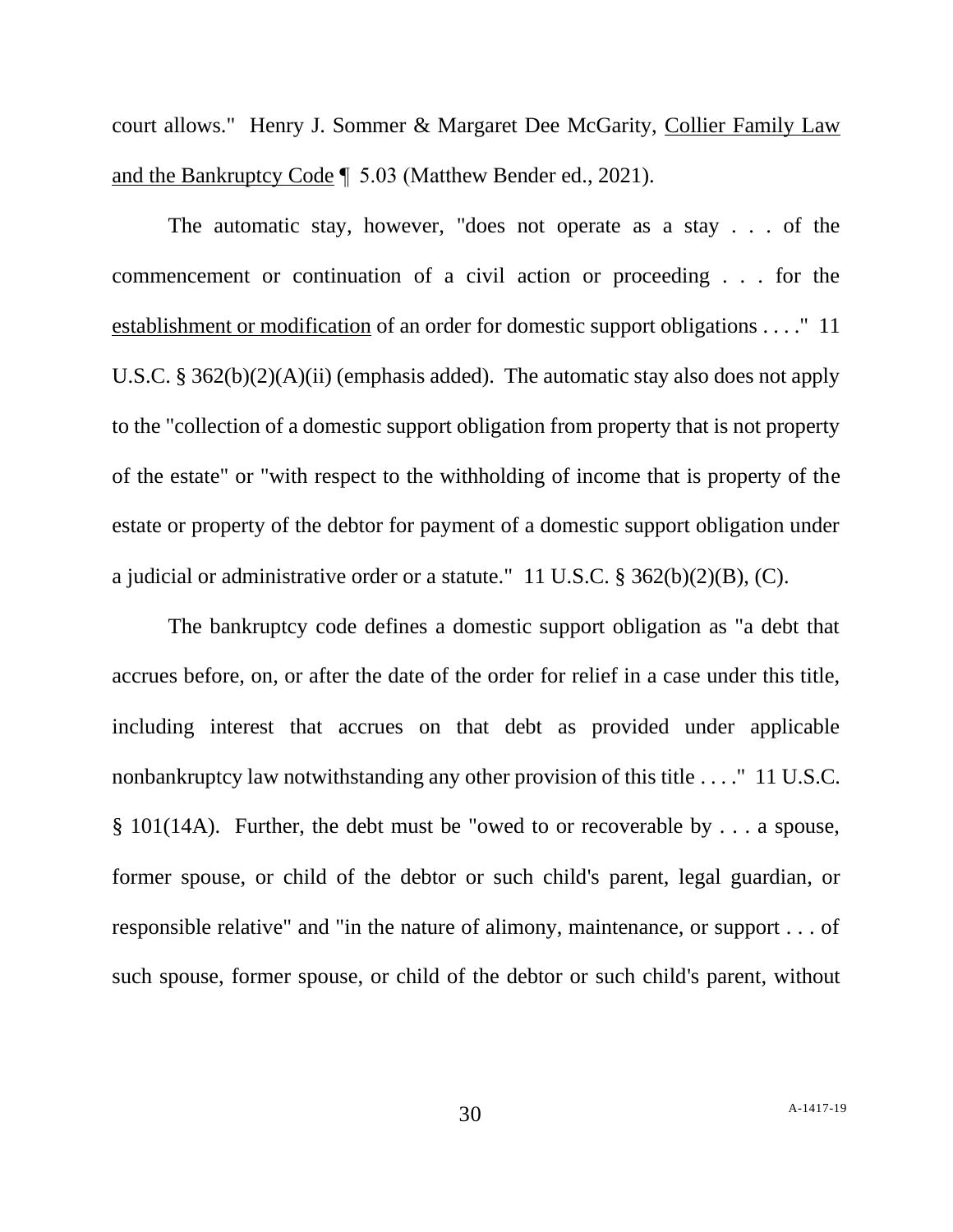court allows." Henry J. Sommer & Margaret Dee McGarity, <u>Collier Family Law and the Bankruptcy Code</u> ¶ 5.03 (Matthew Bender ed., 2021).

The automatic stay, however, "does not operate as a stay . . . of the commencement or continuation of a civil action or proceeding . . . for the <u>establishment or modification</u> of an order for domestic support obligations . . . ." 11 U.S.C. § 362(b)(2)(A)(ii) (emphasis added). The automatic stay also does not apply to the "collection of a domestic support obligation from property that is not property of the estate" or "with respect to the withholding of income that is property of the estate or property of the debtor for payment of a domestic support obligation under a judicial or administrative order or a statute." 11 U.S.C. § 362(b)(2)(B), (C).

The bankruptcy code defines a domestic support obligation as "a debt that accrues before, on, or after the date of the order for relief in a case under this title, including interest that accrues on that debt as provided under applicable nonbankruptcy law notwithstanding any other provision of this title . . . ." 11 U.S.C. § 101(14A). Further, the debt must be "owed to or recoverable by . . . a spouse, former spouse, or child of the debtor or such child's parent, legal guardian, or responsible relative" and "in the nature of alimony, maintenance, or support . . . of such spouse, former spouse, or child of the debtor or such child's parent, without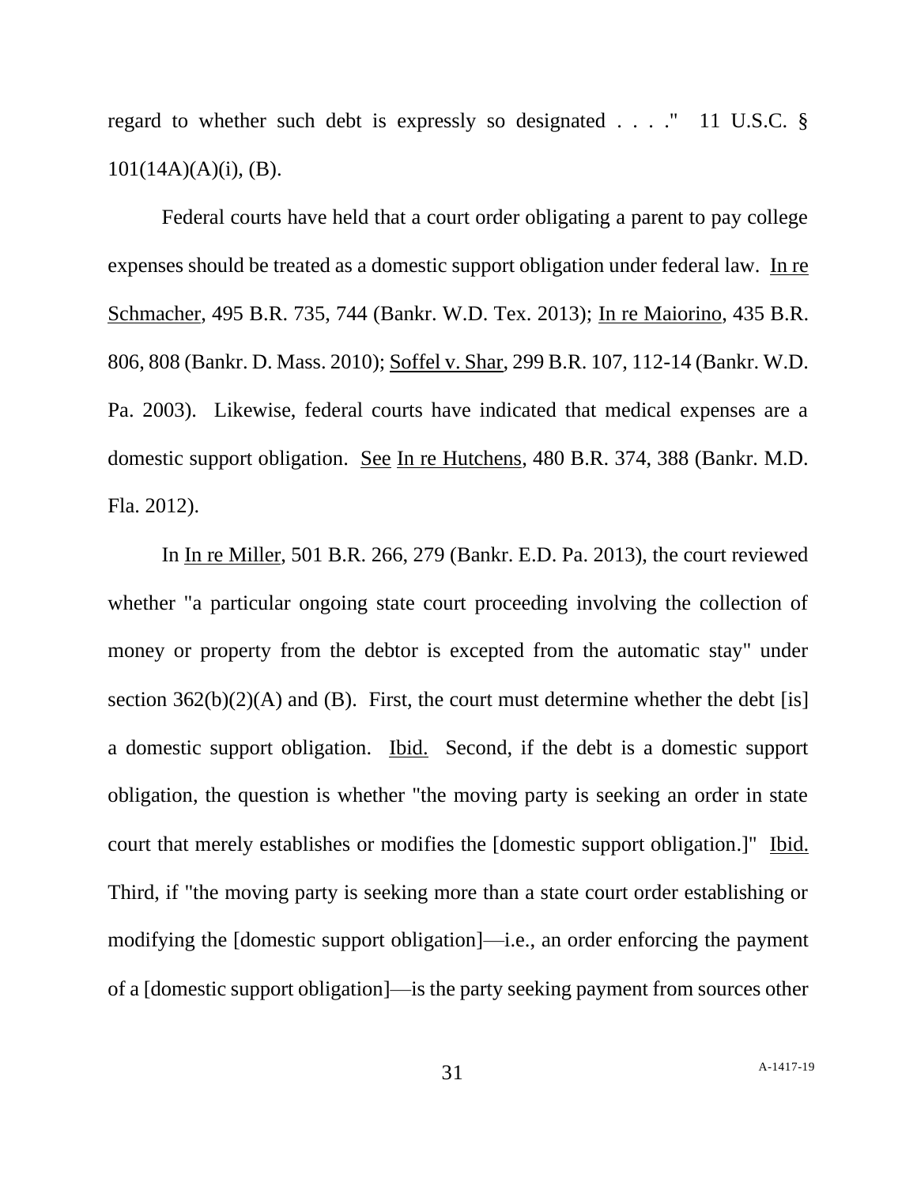regard to whether such debt is expressly so designated . . . ." 11 U.S.C. § 101(14A)(A)(i), (B).

Federal courts have held that a court order obligating a parent to pay college expenses should be treated as a domestic support obligation under federal law. In re Schmacher, 495 B.R. 735, 744 (Bankr. W.D. Tex. 2013); In re Maiorino, 435 B.R. 806, 808 (Bankr. D. Mass. 2010); Soffel v. Shar, 299 B.R. 107, 112-14 (Bankr. W.D. Pa. 2003). Likewise, federal courts have indicated that medical expenses are a domestic support obligation. See In re Hutchens, 480 B.R. 374, 388 (Bankr. M.D. Fla. 2012).

In In re Miller, 501 B.R. 266, 279 (Bankr. E.D. Pa. 2013), the court reviewed whether "a particular ongoing state court proceeding involving the collection of money or property from the debtor is excepted from the automatic stay" under section 362(b)(2)(A) and (B). First, the court must determine whether the debt [is] a domestic support obligation. Ibid. Second, if the debt is a domestic support obligation, the question is whether "the moving party is seeking an order in state court that merely establishes or modifies the [domestic support obligation.]" Ibid. Third, if "the moving party is seeking more than a state court order establishing or modifying the [domestic support obligation]—i.e., an order enforcing the payment of a [domestic support obligation]—is the party seeking payment from sources other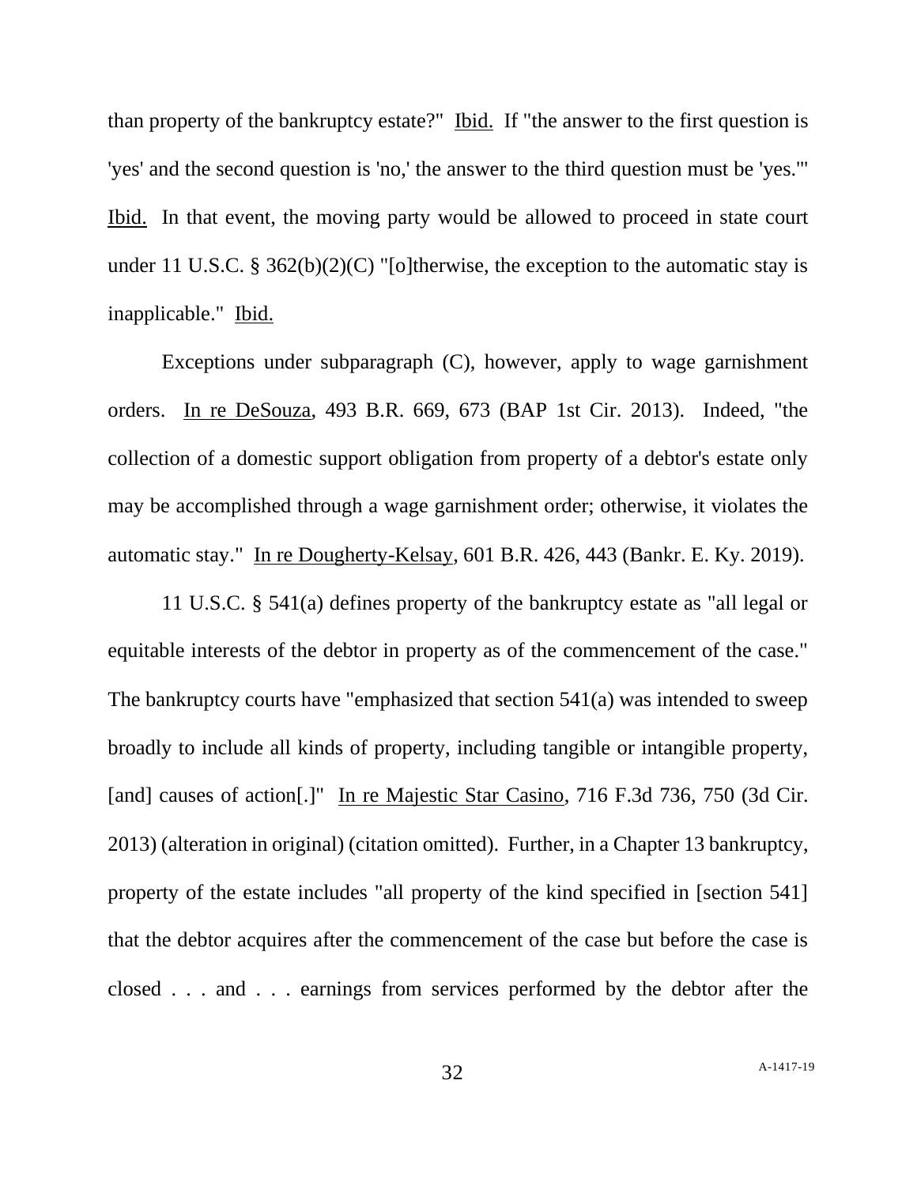than property of the bankruptcy estate?" Ibid. If "the answer to the first question is 'yes' and the second question is 'no,' the answer to the third question must be 'yes.'" Ibid. In that event, the moving party would be allowed to proceed in state court under 11 U.S.C. § 362(b)(2)(C) "[o]therwise, the exception to the automatic stay is inapplicable." Ibid.

Exceptions under subparagraph (C), however, apply to wage garnishment orders. In re DeSouza, 493 B.R. 669, 673 (BAP 1st Cir. 2013). Indeed, "the collection of a domestic support obligation from property of a debtor's estate only may be accomplished through a wage garnishment order; otherwise, it violates the automatic stay." In re Dougherty-Kelsay, 601 B.R. 426, 443 (Bankr. E. Ky. 2019).

11 U.S.C. § 541(a) defines property of the bankruptcy estate as "all legal or equitable interests of the debtor in property as of the commencement of the case." The bankruptcy courts have "emphasized that section 541(a) was intended to sweep broadly to include all kinds of property, including tangible or intangible property, [and] causes of action[.]" In re Majestic Star Casino, 716 F.3d 736, 750 (3d Cir. 2013) (alteration in original) (citation omitted). Further, in a Chapter 13 bankruptcy, property of the estate includes "all property of the kind specified in [section 541] that the debtor acquires after the commencement of the case but before the case is closed . . . and . . . earnings from services performed by the debtor after the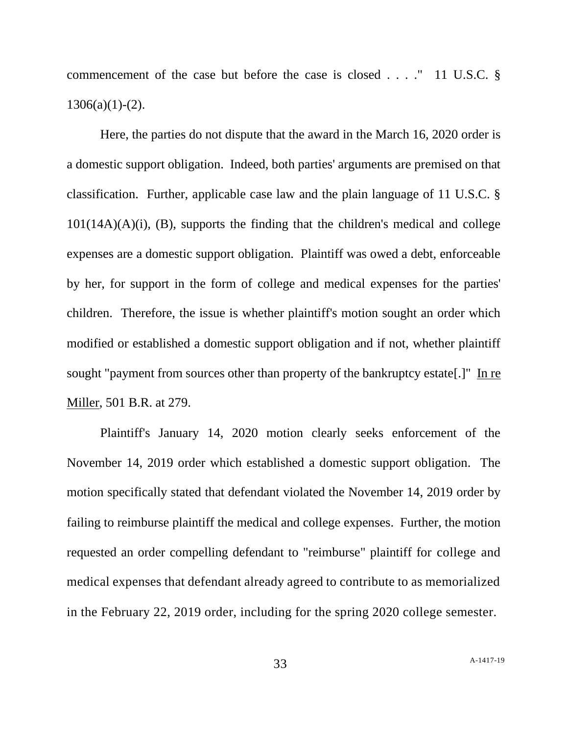commencement of the case but before the case is closed . . . ." 11 U.S.C. § 1306(a)(1)-(2).

Here, the parties do not dispute that the award in the March 16, 2020 order is a domestic support obligation. Indeed, both parties' arguments are premised on that classification. Further, applicable case law and the plain language of 11 U.S.C. § 101(14A)(A)(i), (B), supports the finding that the children's medical and college expenses are a domestic support obligation. Plaintiff was owed a debt, enforceable by her, for support in the form of college and medical expenses for the parties' children. Therefore, the issue is whether plaintiff's motion sought an order which modified or established a domestic support obligation and if not, whether plaintiff sought "payment from sources other than property of the bankruptcy estate[.]" In re Miller, 501 B.R. at 279.

Plaintiff's January 14, 2020 motion clearly seeks enforcement of the November 14, 2019 order which established a domestic support obligation. The motion specifically stated that defendant violated the November 14, 2019 order by failing to reimburse plaintiff the medical and college expenses. Further, the motion requested an order compelling defendant to "reimburse" plaintiff for college and medical expenses that defendant already agreed to contribute to as memorialized in the February 22, 2019 order, including for the spring 2020 college semester.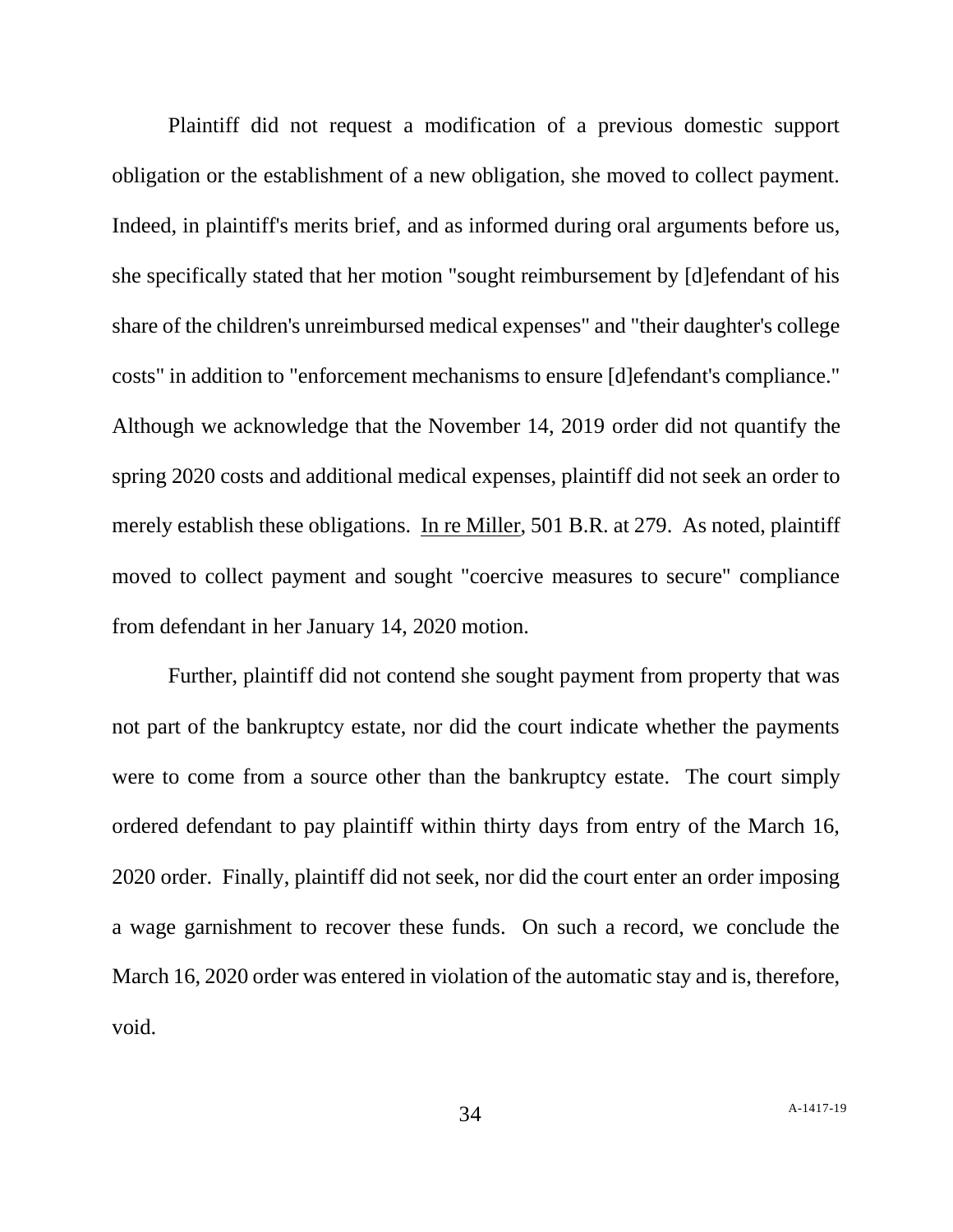Plaintiff did not request a modification of a previous domestic support obligation or the establishment of a new obligation, she moved to collect payment. Indeed, in plaintiff's merits brief, and as informed during oral arguments before us, she specifically stated that her motion "sought reimbursement by [d]efendant of his share of the children's unreimbursed medical expenses" and "their daughter's college costs" in addition to "enforcement mechanisms to ensure [d]efendant's compliance." Although we acknowledge that the November 14, 2019 order did not quantify the spring 2020 costs and additional medical expenses, plaintiff did not seek an order to merely establish these obligations. In re Miller, 501 B.R. at 279. As noted, plaintiff moved to collect payment and sought "coercive measures to secure" compliance from defendant in her January 14, 2020 motion.

Further, plaintiff did not contend she sought payment from property that was not part of the bankruptcy estate, nor did the court indicate whether the payments were to come from a source other than the bankruptcy estate. The court simply ordered defendant to pay plaintiff within thirty days from entry of the March 16, 2020 order. Finally, plaintiff did not seek, nor did the court enter an order imposing a wage garnishment to recover these funds. On such a record, we conclude the March 16, 2020 order was entered in violation of the automatic stay and is, therefore, void.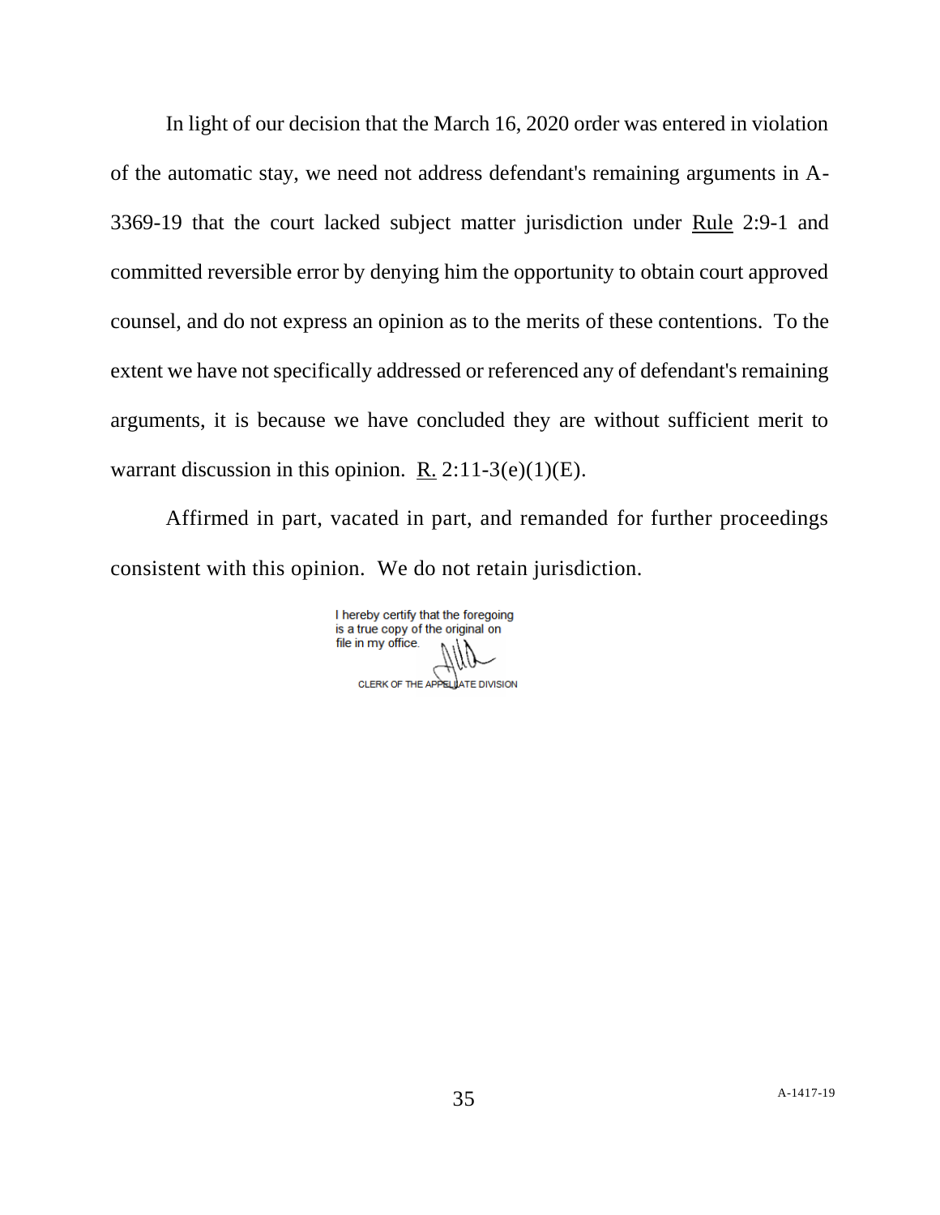In light of our decision that the March 16, 2020 order was entered in violation of the automatic stay, we need not address defendant's remaining arguments in A-3369-19 that the court lacked subject matter jurisdiction under Rule 2:9-1 and committed reversible error by denying him the opportunity to obtain court approved counsel, and do not express an opinion as to the merits of these contentions. To the extent we have not specifically addressed or referenced any of defendant's remaining arguments, it is because we have concluded they are without sufficient merit to warrant discussion in this opinion. R. 2:11-3(e)(1)(E).

Affirmed in part, vacated in part, and remanded for further proceedings consistent with this opinion. We do not retain jurisdiction.

I hereby certify that the foregoing is a true copy of the original on file in my office.

CLERK OF THE APPELLATE DIVISION